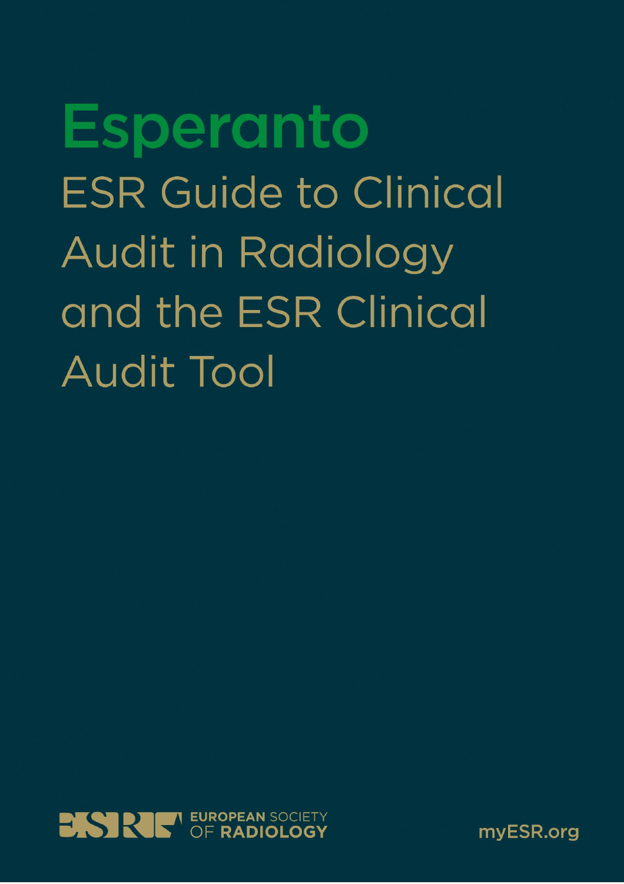# Esperanto

## ESR Guide to Clinical Audit in Radiology and the ESR Clinical Audit Tool

EUROPEAN SOCIETY OF RADIOLOGY

myESR.org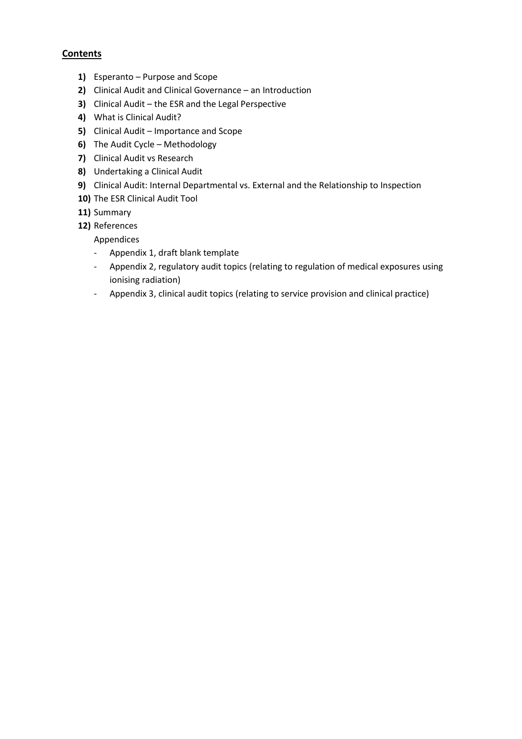**Contents**

1) Esperanto – Purpose and Scope
2) Clinical Audit and Clinical Governance – an Introduction
3) Clinical Audit – the ESR and the Legal Perspective
4) What is Clinical Audit?
5) Clinical Audit – Importance and Scope
6) The Audit Cycle – Methodology
7) Clinical Audit vs Research
8) Undertaking a Clinical Audit
9) Clinical Audit: Internal Departmental vs. External and the Relationship to Inspection
10) The ESR Clinical Audit Tool
11) Summary
12) References

    Appendices

    - Appendix 1, draft blank template
    - Appendix 2, regulatory audit topics (relating to regulation of medical exposures using ionising radiation)
    - Appendix 3, clinical audit topics (relating to service provision and clinical practice)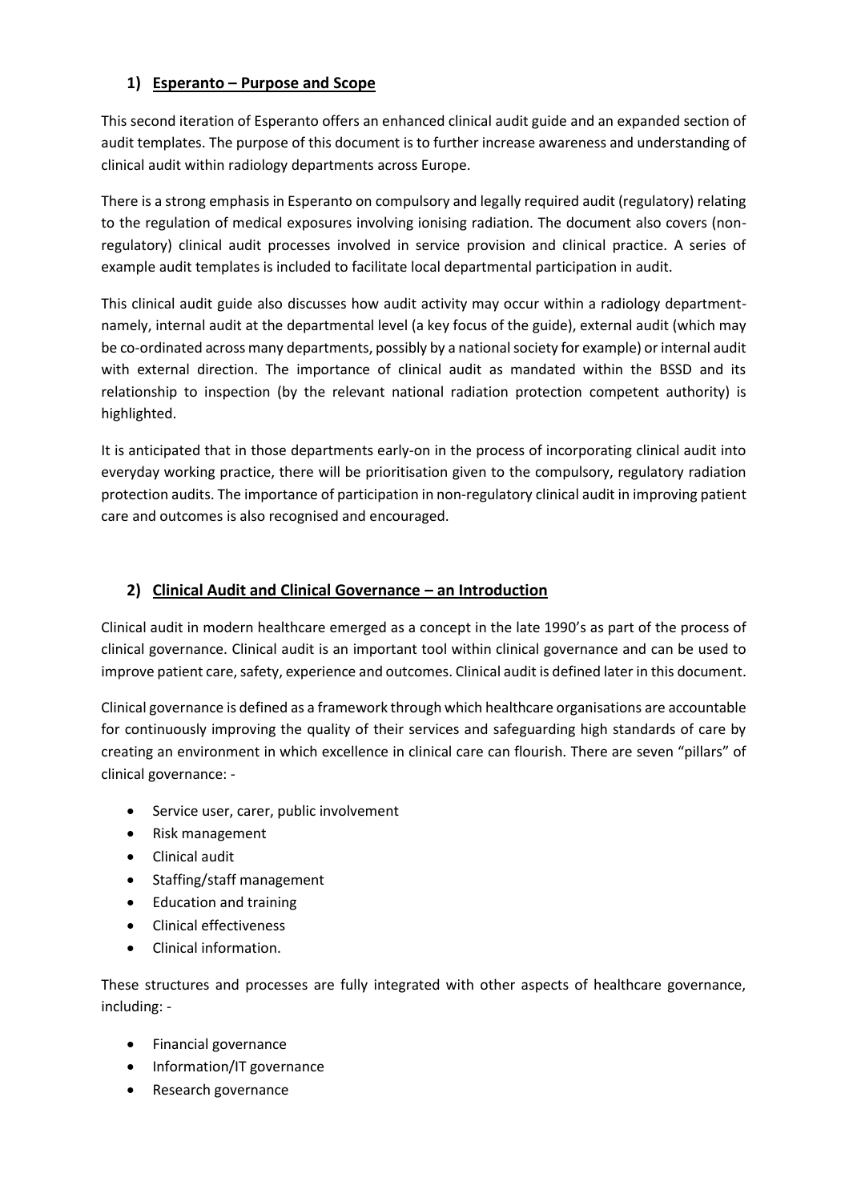## 1) Esperanto – Purpose and Scope

This second iteration of Esperanto offers an enhanced clinical audit guide and an expanded section of audit templates. The purpose of this document is to further increase awareness and understanding of clinical audit within radiology departments across Europe.

There is a strong emphasis in Esperanto on compulsory and legally required audit (regulatory) relating to the regulation of medical exposures involving ionising radiation. The document also covers (non-regulatory) clinical audit processes involved in service provision and clinical practice. A series of example audit templates is included to facilitate local departmental participation in audit.

This clinical audit guide also discusses how audit activity may occur within a radiology department- namely, internal audit at the departmental level (a key focus of the guide), external audit (which may be co-ordinated across many departments, possibly by a national society for example) or internal audit with external direction. The importance of clinical audit as mandated within the BSSD and its relationship to inspection (by the relevant national radiation protection competent authority) is highlighted.

It is anticipated that in those departments early-on in the process of incorporating clinical audit into everyday working practice, there will be prioritisation given to the compulsory, regulatory radiation protection audits. The importance of participation in non-regulatory clinical audit in improving patient care and outcomes is also recognised and encouraged.

## 2) Clinical Audit and Clinical Governance – an Introduction

Clinical audit in modern healthcare emerged as a concept in the late 1990's as part of the process of clinical governance. Clinical audit is an important tool within clinical governance and can be used to improve patient care, safety, experience and outcomes. Clinical audit is defined later in this document.

Clinical governance is defined as a framework through which healthcare organisations are accountable for continuously improving the quality of their services and safeguarding high standards of care by creating an environment in which excellence in clinical care can flourish. There are seven "pillars" of clinical governance: -

- Service user, carer, public involvement
- Risk management
- Clinical audit
- Staffing/staff management
- Education and training
- Clinical effectiveness
- Clinical information.

These structures and processes are fully integrated with other aspects of healthcare governance, including: -

- Financial governance
- Information/IT governance
- Research governance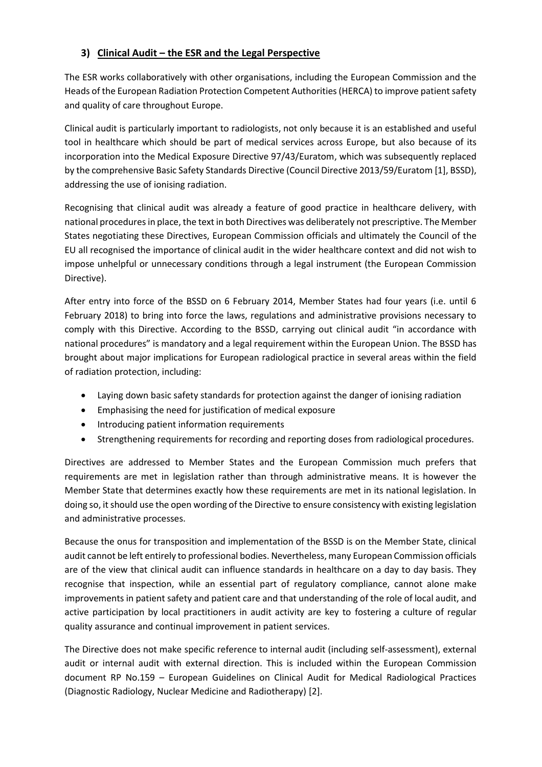### 3) Clinical Audit – the ESR and the Legal Perspective

The ESR works collaboratively with other organisations, including the European Commission and the Heads of the European Radiation Protection Competent Authorities (HERCA) to improve patient safety and quality of care throughout Europe.

Clinical audit is particularly important to radiologists, not only because it is an established and useful tool in healthcare which should be part of medical services across Europe, but also because of its incorporation into the Medical Exposure Directive 97/43/Euratom, which was subsequently replaced by the comprehensive Basic Safety Standards Directive (Council Directive 2013/59/Euratom [1], BSSD), addressing the use of ionising radiation.

Recognising that clinical audit was already a feature of good practice in healthcare delivery, with national procedures in place, the text in both Directives was deliberately not prescriptive. The Member States negotiating these Directives, European Commission officials and ultimately the Council of the EU all recognised the importance of clinical audit in the wider healthcare context and did not wish to impose unhelpful or unnecessary conditions through a legal instrument (the European Commission Directive).

After entry into force of the BSSD on 6 February 2014, Member States had four years (i.e. until 6 February 2018) to bring into force the laws, regulations and administrative provisions necessary to comply with this Directive. According to the BSSD, carrying out clinical audit "in accordance with national procedures" is mandatory and a legal requirement within the European Union. The BSSD has brought about major implications for European radiological practice in several areas within the field of radiation protection, including:

- Laying down basic safety standards for protection against the danger of ionising radiation
- Emphasising the need for justification of medical exposure
- Introducing patient information requirements
- Strengthening requirements for recording and reporting doses from radiological procedures.

Directives are addressed to Member States and the European Commission much prefers that requirements are met in legislation rather than through administrative means. It is however the Member State that determines exactly how these requirements are met in its national legislation. In doing so, it should use the open wording of the Directive to ensure consistency with existing legislation and administrative processes.

Because the onus for transposition and implementation of the BSSD is on the Member State, clinical audit cannot be left entirely to professional bodies. Nevertheless, many European Commission officials are of the view that clinical audit can influence standards in healthcare on a day to day basis. They recognise that inspection, while an essential part of regulatory compliance, cannot alone make improvements in patient safety and patient care and that understanding of the role of local audit, and active participation by local practitioners in audit activity are key to fostering a culture of regular quality assurance and continual improvement in patient services.

The Directive does not make specific reference to internal audit (including self-assessment), external audit or internal audit with external direction. This is included within the European Commission document RP No.159 – European Guidelines on Clinical Audit for Medical Radiological Practices (Diagnostic Radiology, Nuclear Medicine and Radiotherapy) [2].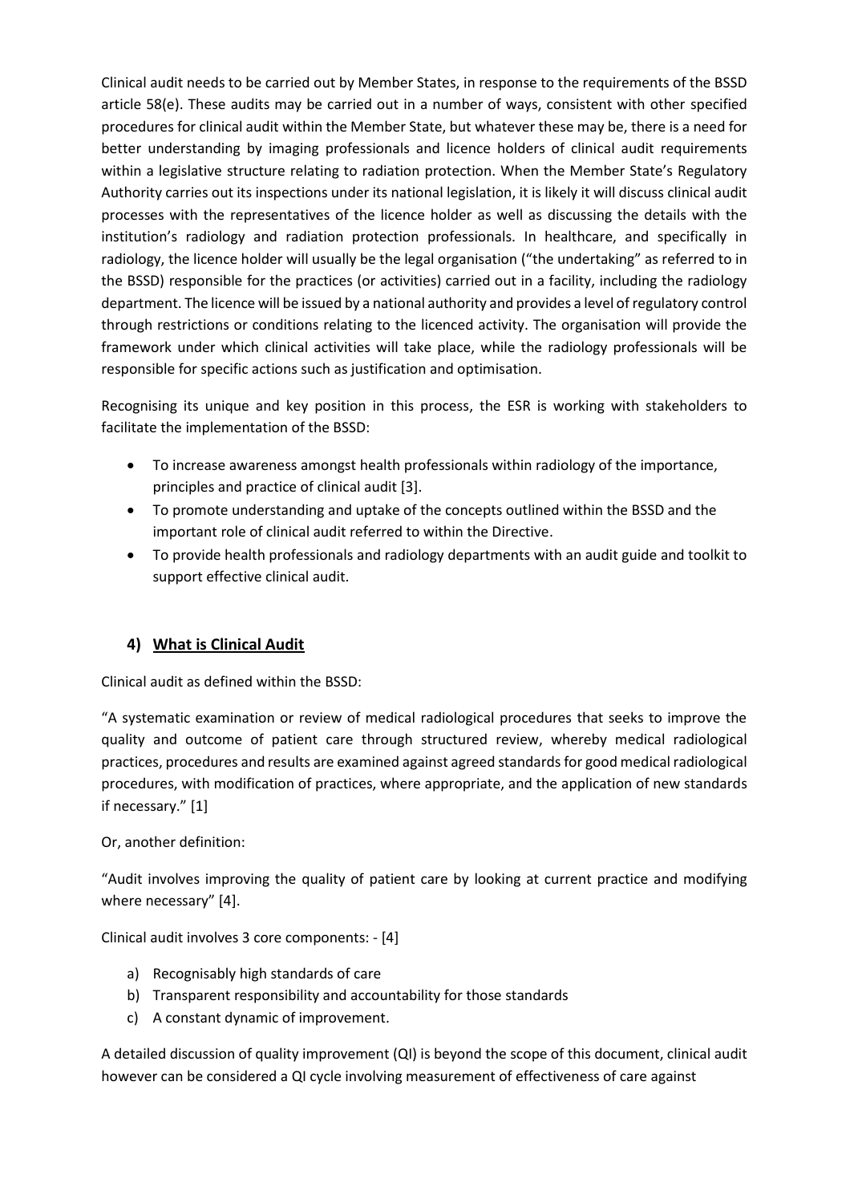Clinical audit needs to be carried out by Member States, in response to the requirements of the BSSD article 58(e). These audits may be carried out in a number of ways, consistent with other specified procedures for clinical audit within the Member State, but whatever these may be, there is a need for better understanding by imaging professionals and licence holders of clinical audit requirements within a legislative structure relating to radiation protection. When the Member State's Regulatory Authority carries out its inspections under its national legislation, it is likely it will discuss clinical audit processes with the representatives of the licence holder as well as discussing the details with the institution's radiology and radiation protection professionals. In healthcare, and specifically in radiology, the licence holder will usually be the legal organisation ("the undertaking" as referred to in the BSSD) responsible for the practices (or activities) carried out in a facility, including the radiology department. The licence will be issued by a national authority and provides a level of regulatory control through restrictions or conditions relating to the licenced activity. The organisation will provide the framework under which clinical activities will take place, while the radiology professionals will be responsible for specific actions such as justification and optimisation.

Recognising its unique and key position in this process, the ESR is working with stakeholders to facilitate the implementation of the BSSD:

- To increase awareness amongst health professionals within radiology of the importance, principles and practice of clinical audit [3].
- To promote understanding and uptake of the concepts outlined within the BSSD and the important role of clinical audit referred to within the Directive.
- To provide health professionals and radiology departments with an audit guide and toolkit to support effective clinical audit.

## 4) What is Clinical Audit

Clinical audit as defined within the BSSD:

"A systematic examination or review of medical radiological procedures that seeks to improve the quality and outcome of patient care through structured review, whereby medical radiological practices, procedures and results are examined against agreed standards for good medical radiological procedures, with modification of practices, where appropriate, and the application of new standards if necessary." [1]

Or, another definition:

"Audit involves improving the quality of patient care by looking at current practice and modifying where necessary" [4].

Clinical audit involves 3 core components: - [4]

a) Recognisably high standards of care
b) Transparent responsibility and accountability for those standards
c) A constant dynamic of improvement.

A detailed discussion of quality improvement (QI) is beyond the scope of this document, clinical audit however can be considered a QI cycle involving measurement of effectiveness of care against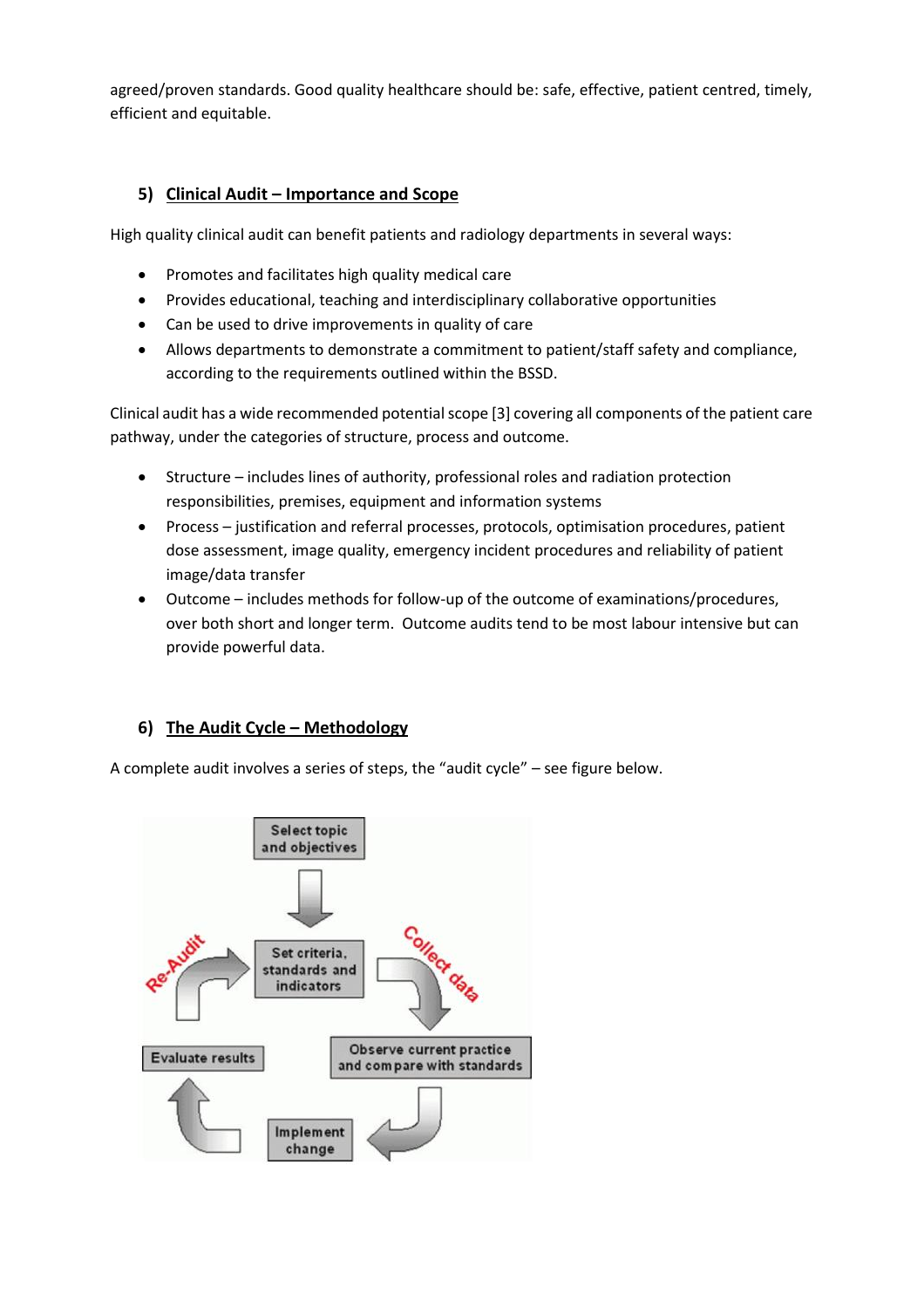agreed/proven standards. Good quality healthcare should be: safe, effective, patient centred, timely, efficient and equitable.

## 5) Clinical Audit – Importance and Scope

High quality clinical audit can benefit patients and radiology departments in several ways:

- Promotes and facilitates high quality medical care
- Provides educational, teaching and interdisciplinary collaborative opportunities
- Can be used to drive improvements in quality of care
- Allows departments to demonstrate a commitment to patient/staff safety and compliance, according to the requirements outlined within the BSSD.

Clinical audit has a wide recommended potential scope [3] covering all components of the patient care pathway, under the categories of structure, process and outcome.

- Structure – includes lines of authority, professional roles and radiation protection responsibilities, premises, equipment and information systems
- Process – justification and referral processes, protocols, optimisation procedures, patient dose assessment, image quality, emergency incident procedures and reliability of patient image/data transfer
- Outcome – includes methods for follow-up of the outcome of examinations/procedures, over both short and longer term. Outcome audits tend to be most labour intensive but can provide powerful data.

## 6) The Audit Cycle – Methodology

A complete audit involves a series of steps, the "audit cycle" – see figure below.

Select topic and objectives → Set criteria, standards and indicators → Collect data → Observe current practice and compare with standards → Implement change → Evaluate results → Re-Audit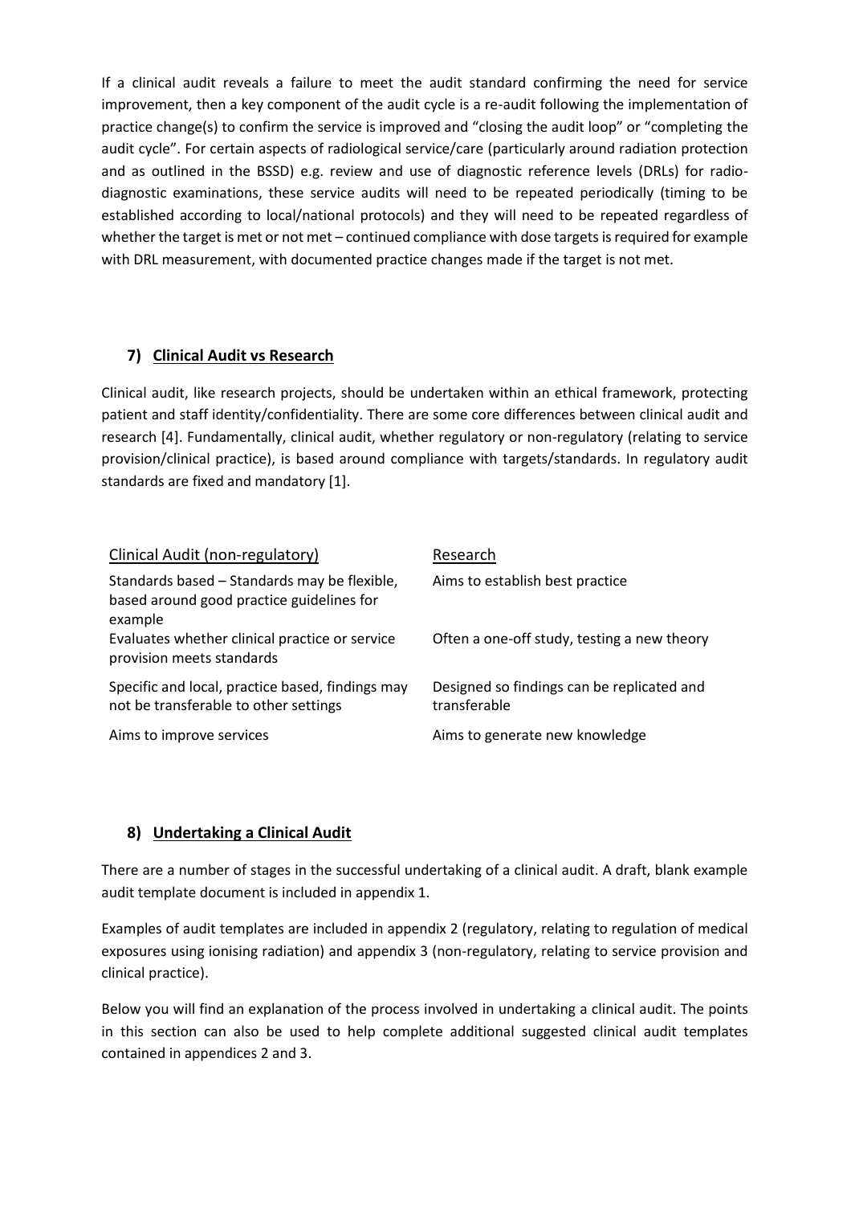If a clinical audit reveals a failure to meet the audit standard confirming the need for service improvement, then a key component of the audit cycle is a re-audit following the implementation of practice change(s) to confirm the service is improved and "closing the audit loop" or "completing the audit cycle". For certain aspects of radiological service/care (particularly around radiation protection and as outlined in the BSSD) e.g. review and use of diagnostic reference levels (DRLs) for radio-diagnostic examinations, these service audits will need to be repeated periodically (timing to be established according to local/national protocols) and they will need to be repeated regardless of whether the target is met or not met – continued compliance with dose targets is required for example with DRL measurement, with documented practice changes made if the target is not met.

## 7) Clinical Audit vs Research

Clinical audit, like research projects, should be undertaken within an ethical framework, protecting patient and staff identity/confidentiality. There are some core differences between clinical audit and research [4]. Fundamentally, clinical audit, whether regulatory or non-regulatory (relating to service provision/clinical practice), is based around compliance with targets/standards. In regulatory audit standards are fixed and mandatory [1].

| Clinical Audit (non-regulatory) | Research |
|---|---|
| Standards based – Standards may be flexible, based around good practice guidelines for example | Aims to establish best practice |
| Evaluates whether clinical practice or service provision meets standards | Often a one-off study, testing a new theory |
| Specific and local, practice based, findings may not be transferable to other settings | Designed so findings can be replicated and transferable |
| Aims to improve services | Aims to generate new knowledge |

## 8) Undertaking a Clinical Audit

There are a number of stages in the successful undertaking of a clinical audit. A draft, blank example audit template document is included in appendix 1.

Examples of audit templates are included in appendix 2 (regulatory, relating to regulation of medical exposures using ionising radiation) and appendix 3 (non-regulatory, relating to service provision and clinical practice).

Below you will find an explanation of the process involved in undertaking a clinical audit. The points in this section can also be used to help complete additional suggested clinical audit templates contained in appendices 2 and 3.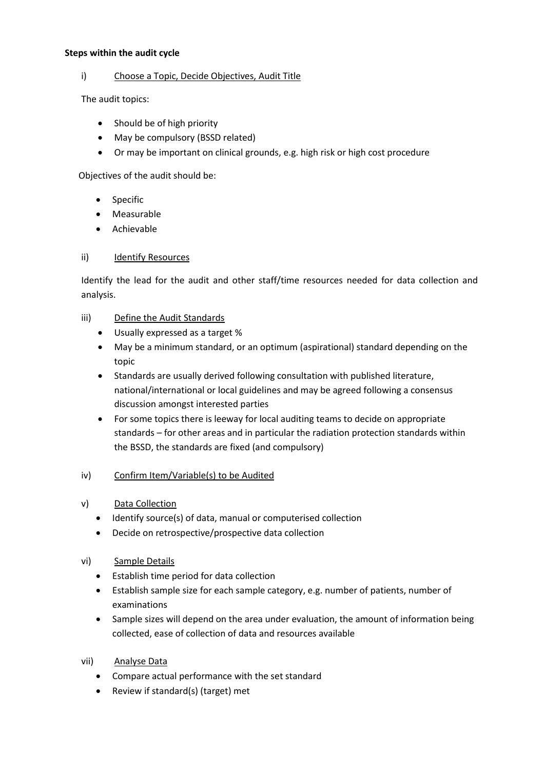**Steps within the audit cycle**

i) Choose a Topic, Decide Objectives, Audit Title

The audit topics:

- Should be of high priority
- May be compulsory (BSSD related)
- Or may be important on clinical grounds, e.g. high risk or high cost procedure

Objectives of the audit should be:

- Specific
- Measurable
- Achievable

ii) Identify Resources

Identify the lead for the audit and other staff/time resources needed for data collection and analysis.

iii) Define the Audit Standards

- Usually expressed as a target %
- May be a minimum standard, or an optimum (aspirational) standard depending on the topic
- Standards are usually derived following consultation with published literature, national/international or local guidelines and may be agreed following a consensus discussion amongst interested parties
- For some topics there is leeway for local auditing teams to decide on appropriate standards – for other areas and in particular the radiation protection standards within the BSSD, the standards are fixed (and compulsory)

iv) Confirm Item/Variable(s) to be Audited

v) Data Collection

- Identify source(s) of data, manual or computerised collection
- Decide on retrospective/prospective data collection

vi) Sample Details

- Establish time period for data collection
- Establish sample size for each sample category, e.g. number of patients, number of examinations
- Sample sizes will depend on the area under evaluation, the amount of information being collected, ease of collection of data and resources available

vii) Analyse Data

- Compare actual performance with the set standard
- Review if standard(s) (target) met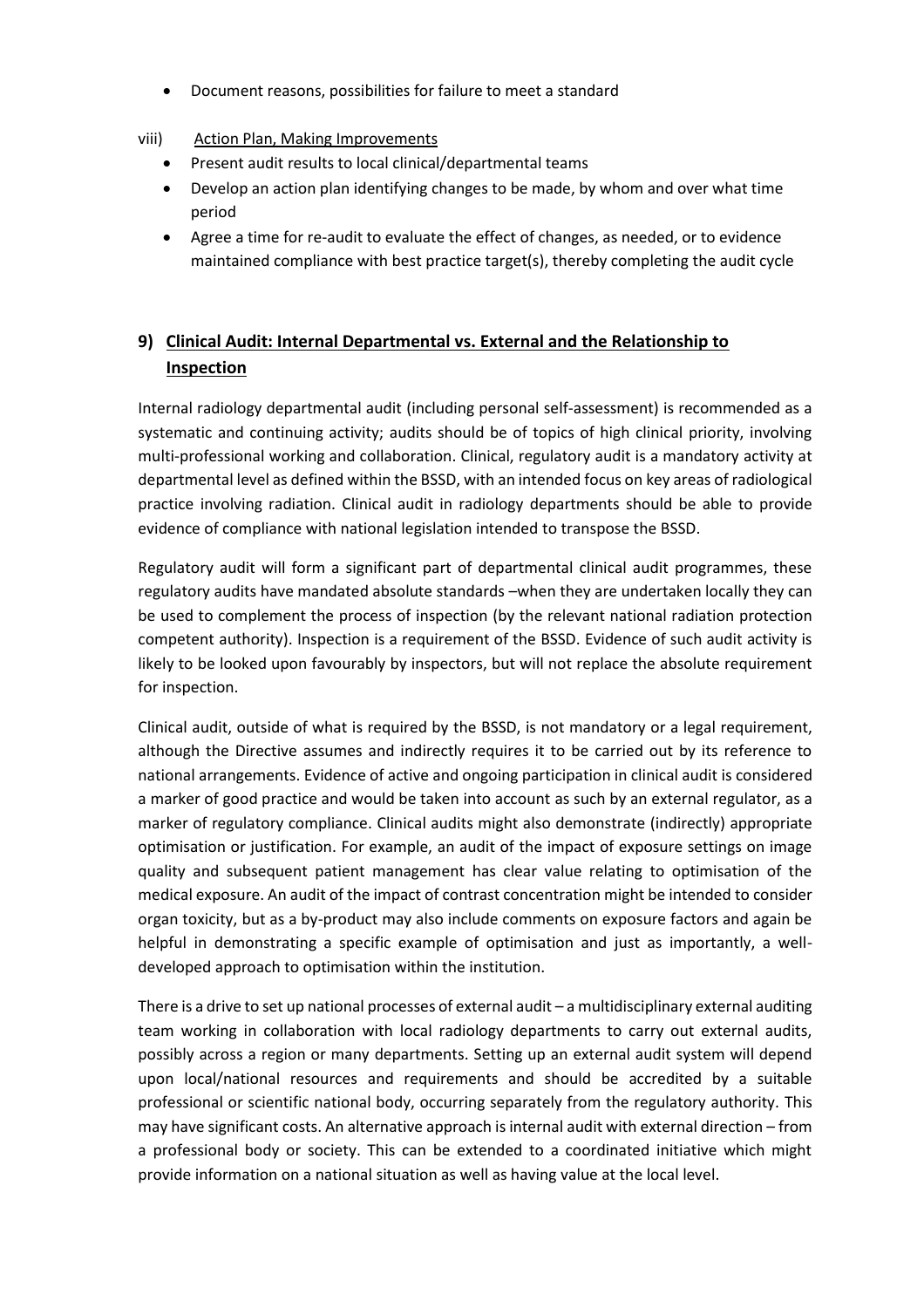- Document reasons, possibilities for failure to meet a standard

viii) Action Plan, Making Improvements

- Present audit results to local clinical/departmental teams
- Develop an action plan identifying changes to be made, by whom and over what time period
- Agree a time for re-audit to evaluate the effect of changes, as needed, or to evidence maintained compliance with best practice target(s), thereby completing the audit cycle

## 9) Clinical Audit: Internal Departmental vs. External and the Relationship to Inspection

Internal radiology departmental audit (including personal self-assessment) is recommended as a systematic and continuing activity; audits should be of topics of high clinical priority, involving multi-professional working and collaboration. Clinical, regulatory audit is a mandatory activity at departmental level as defined within the BSSD, with an intended focus on key areas of radiological practice involving radiation. Clinical audit in radiology departments should be able to provide evidence of compliance with national legislation intended to transpose the BSSD.

Regulatory audit will form a significant part of departmental clinical audit programmes, these regulatory audits have mandated absolute standards –when they are undertaken locally they can be used to complement the process of inspection (by the relevant national radiation protection competent authority). Inspection is a requirement of the BSSD. Evidence of such audit activity is likely to be looked upon favourably by inspectors, but will not replace the absolute requirement for inspection.

Clinical audit, outside of what is required by the BSSD, is not mandatory or a legal requirement, although the Directive assumes and indirectly requires it to be carried out by its reference to national arrangements. Evidence of active and ongoing participation in clinical audit is considered a marker of good practice and would be taken into account as such by an external regulator, as a marker of regulatory compliance. Clinical audits might also demonstrate (indirectly) appropriate optimisation or justification. For example, an audit of the impact of exposure settings on image quality and subsequent patient management has clear value relating to optimisation of the medical exposure. An audit of the impact of contrast concentration might be intended to consider organ toxicity, but as a by-product may also include comments on exposure factors and again be helpful in demonstrating a specific example of optimisation and just as importantly, a well-developed approach to optimisation within the institution.

There is a drive to set up national processes of external audit – a multidisciplinary external auditing team working in collaboration with local radiology departments to carry out external audits, possibly across a region or many departments. Setting up an external audit system will depend upon local/national resources and requirements and should be accredited by a suitable professional or scientific national body, occurring separately from the regulatory authority. This may have significant costs. An alternative approach is internal audit with external direction – from a professional body or society. This can be extended to a coordinated initiative which might provide information on a national situation as well as having value at the local level.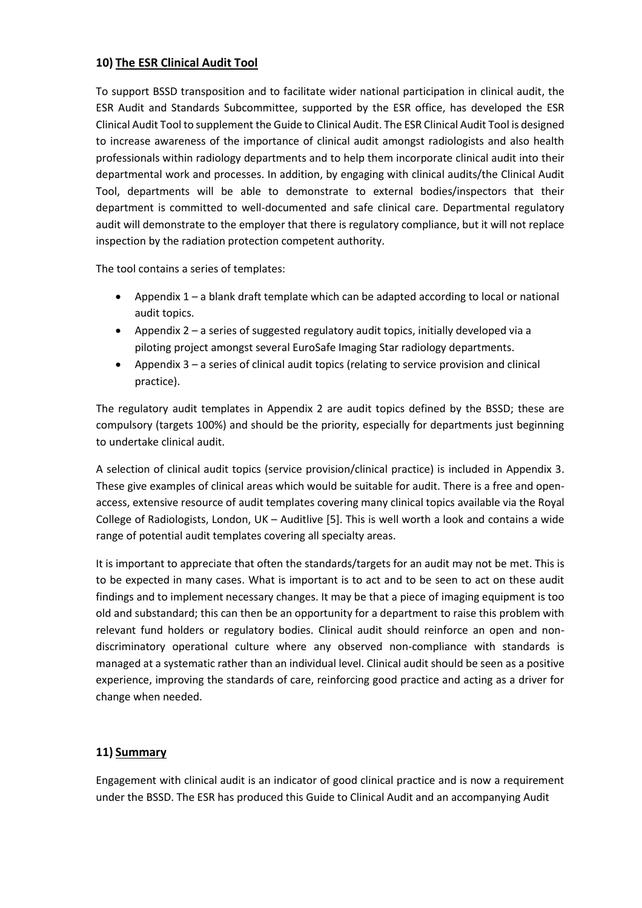## 10) The ESR Clinical Audit Tool

To support BSSD transposition and to facilitate wider national participation in clinical audit, the ESR Audit and Standards Subcommittee, supported by the ESR office, has developed the ESR Clinical Audit Tool to supplement the Guide to Clinical Audit. The ESR Clinical Audit Tool is designed to increase awareness of the importance of clinical audit amongst radiologists and also health professionals within radiology departments and to help them incorporate clinical audit into their departmental work and processes. In addition, by engaging with clinical audits/the Clinical Audit Tool, departments will be able to demonstrate to external bodies/inspectors that their department is committed to well-documented and safe clinical care. Departmental regulatory audit will demonstrate to the employer that there is regulatory compliance, but it will not replace inspection by the radiation protection competent authority.

The tool contains a series of templates:

- Appendix 1 – a blank draft template which can be adapted according to local or national audit topics.
- Appendix 2 – a series of suggested regulatory audit topics, initially developed via a piloting project amongst several EuroSafe Imaging Star radiology departments.
- Appendix 3 – a series of clinical audit topics (relating to service provision and clinical practice).

The regulatory audit templates in Appendix 2 are audit topics defined by the BSSD; these are compulsory (targets 100%) and should be the priority, especially for departments just beginning to undertake clinical audit.

A selection of clinical audit topics (service provision/clinical practice) is included in Appendix 3. These give examples of clinical areas which would be suitable for audit. There is a free and open-access, extensive resource of audit templates covering many clinical topics available via the Royal College of Radiologists, London, UK – Auditlive [5]. This is well worth a look and contains a wide range of potential audit templates covering all specialty areas.

It is important to appreciate that often the standards/targets for an audit may not be met. This is to be expected in many cases. What is important is to act and to be seen to act on these audit findings and to implement necessary changes. It may be that a piece of imaging equipment is too old and substandard; this can then be an opportunity for a department to raise this problem with relevant fund holders or regulatory bodies. Clinical audit should reinforce an open and non-discriminatory operational culture where any observed non-compliance with standards is managed at a systematic rather than an individual level. Clinical audit should be seen as a positive experience, improving the standards of care, reinforcing good practice and acting as a driver for change when needed.

## 11) Summary

Engagement with clinical audit is an indicator of good clinical practice and is now a requirement under the BSSD. The ESR has produced this Guide to Clinical Audit and an accompanying Audit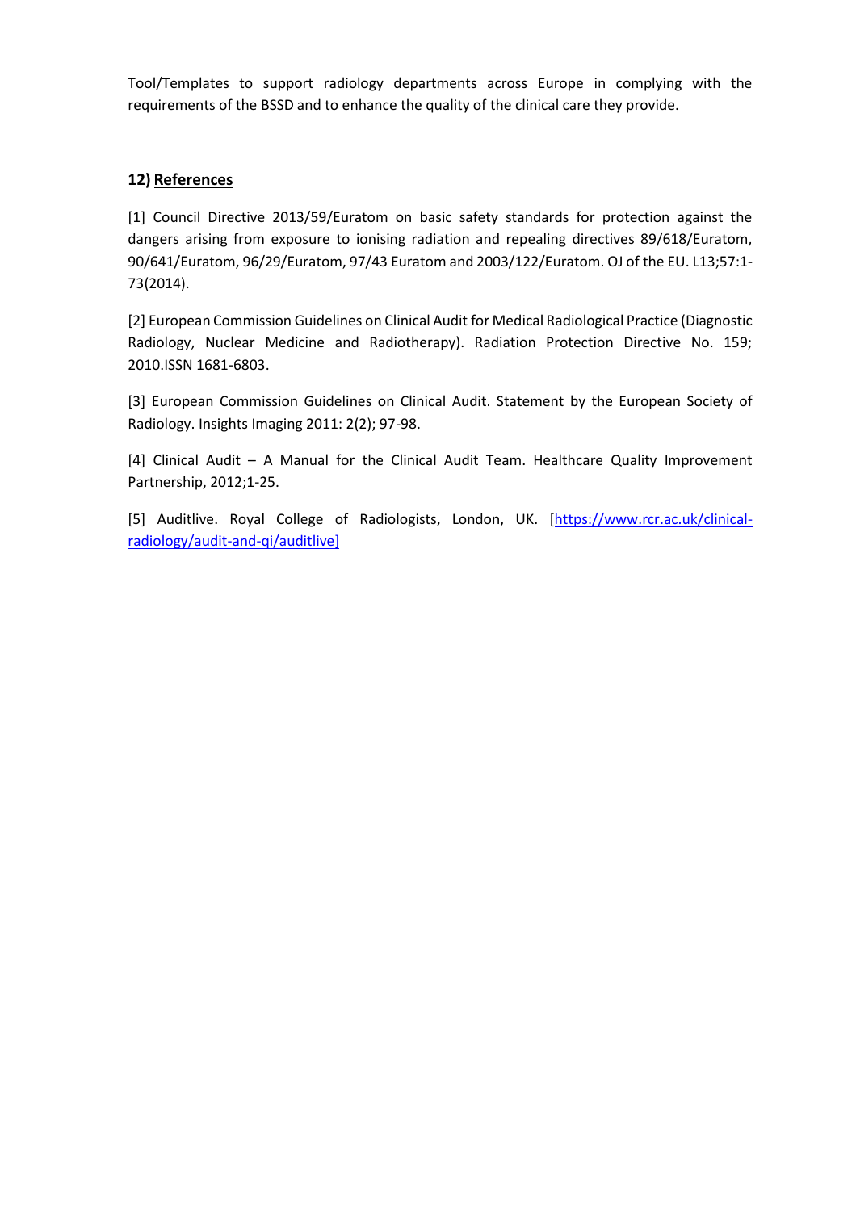Tool/Templates to support radiology departments across Europe in complying with the requirements of the BSSD and to enhance the quality of the clinical care they provide.

## 12) References

[1] Council Directive 2013/59/Euratom on basic safety standards for protection against the dangers arising from exposure to ionising radiation and repealing directives 89/618/Euratom, 90/641/Euratom, 96/29/Euratom, 97/43 Euratom and 2003/122/Euratom. OJ of the EU. L13;57:1-73(2014).

[2] European Commission Guidelines on Clinical Audit for Medical Radiological Practice (Diagnostic Radiology, Nuclear Medicine and Radiotherapy). Radiation Protection Directive No. 159; 2010.ISSN 1681-6803.

[3] European Commission Guidelines on Clinical Audit. Statement by the European Society of Radiology. Insights Imaging 2011: 2(2); 97-98.

[4] Clinical Audit – A Manual for the Clinical Audit Team. Healthcare Quality Improvement Partnership, 2012;1-25.

[5] Auditlive. Royal College of Radiologists, London, UK. [https://www.rcr.ac.uk/clinical-radiology/audit-and-qi/auditlive]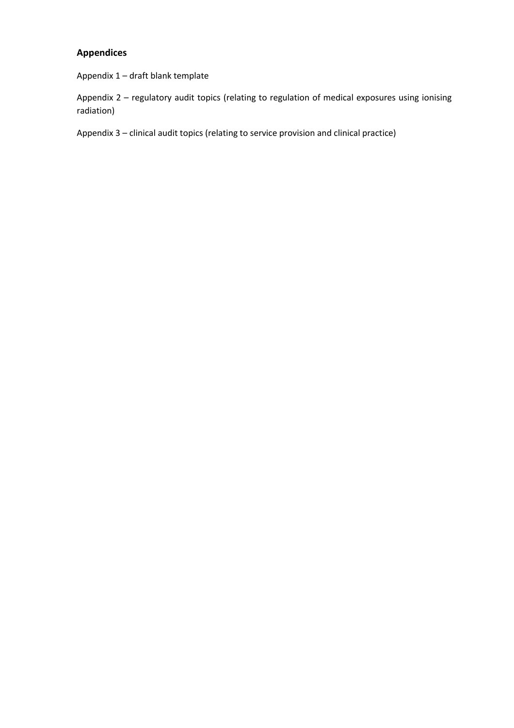## Appendices

Appendix 1 – draft blank template

Appendix 2 – regulatory audit topics (relating to regulation of medical exposures using ionising radiation)

Appendix 3 – clinical audit topics (relating to service provision and clinical practice)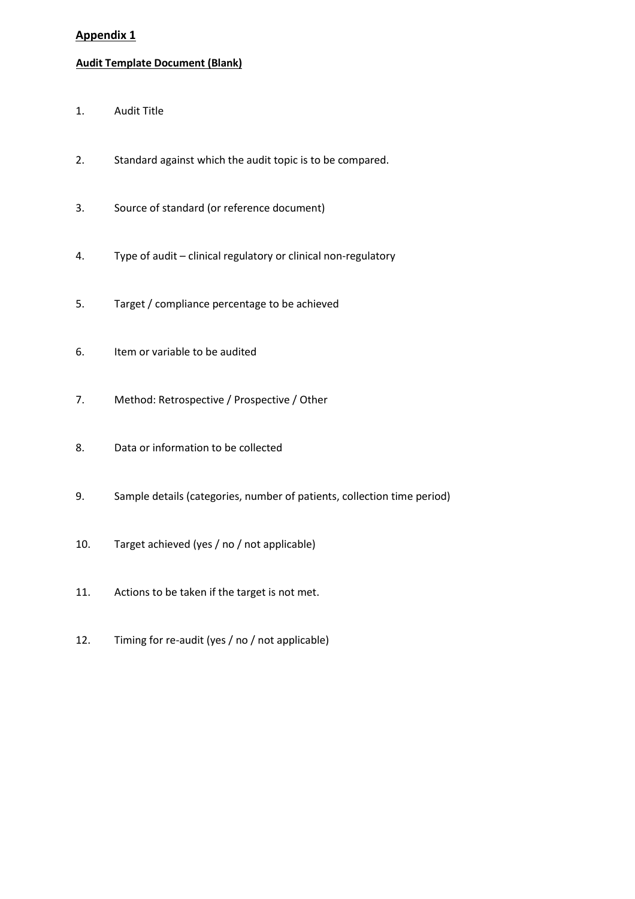**Appendix 1**

**Audit Template Document (Blank)**

1. Audit Title

2. Standard against which the audit topic is to be compared.

3. Source of standard (or reference document)

4. Type of audit – clinical regulatory or clinical non-regulatory

5. Target / compliance percentage to be achieved

6. Item or variable to be audited

7. Method: Retrospective / Prospective / Other

8. Data or information to be collected

9. Sample details (categories, number of patients, collection time period)

10. Target achieved (yes / no / not applicable)

11. Actions to be taken if the target is not met.

12. Timing for re-audit (yes / no / not applicable)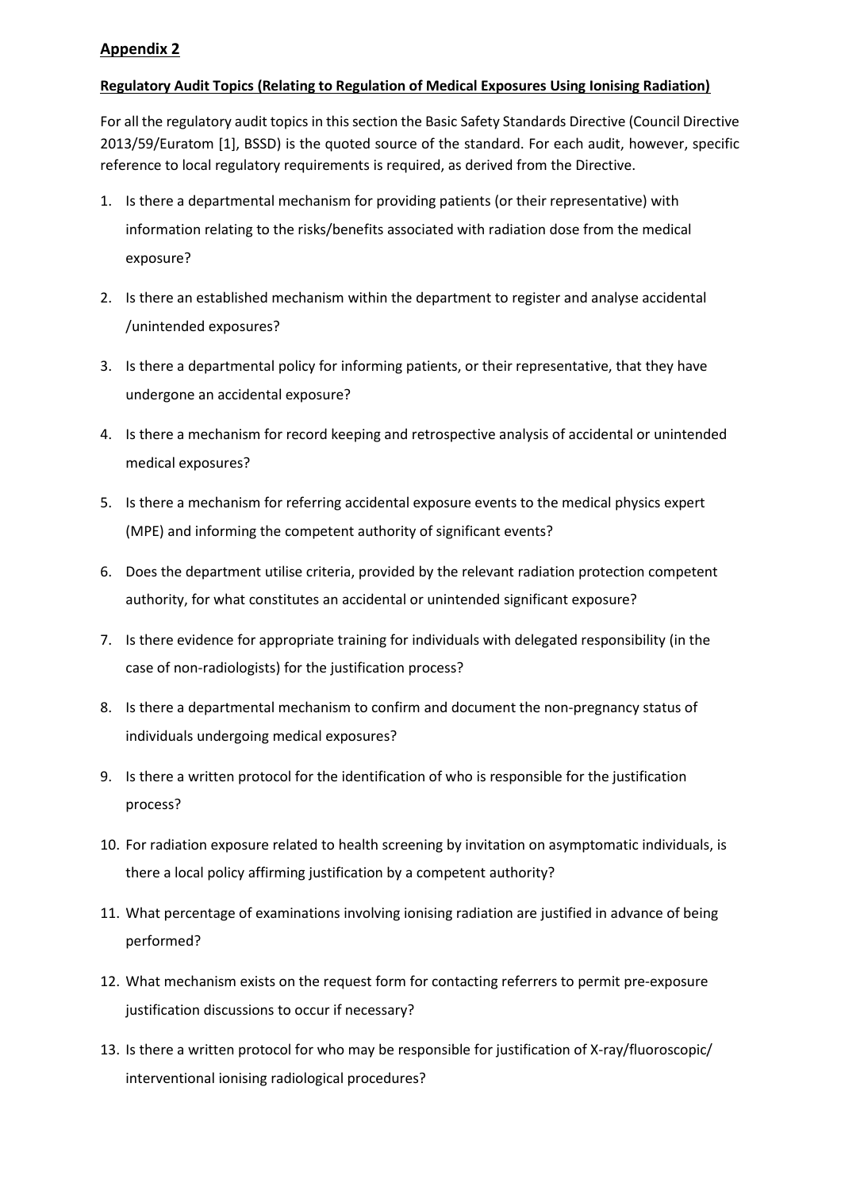## Appendix 2

**Regulatory Audit Topics (Relating to Regulation of Medical Exposures Using Ionising Radiation)**

For all the regulatory audit topics in this section the Basic Safety Standards Directive (Council Directive 2013/59/Euratom [1], BSSD) is the quoted source of the standard. For each audit, however, specific reference to local regulatory requirements is required, as derived from the Directive.

1. Is there a departmental mechanism for providing patients (or their representative) with information relating to the risks/benefits associated with radiation dose from the medical exposure?
2. Is there an established mechanism within the department to register and analyse accidental /unintended exposures?
3. Is there a departmental policy for informing patients, or their representative, that they have undergone an accidental exposure?
4. Is there a mechanism for record keeping and retrospective analysis of accidental or unintended medical exposures?
5. Is there a mechanism for referring accidental exposure events to the medical physics expert (MPE) and informing the competent authority of significant events?
6. Does the department utilise criteria, provided by the relevant radiation protection competent authority, for what constitutes an accidental or unintended significant exposure?
7. Is there evidence for appropriate training for individuals with delegated responsibility (in the case of non-radiologists) for the justification process?
8. Is there a departmental mechanism to confirm and document the non-pregnancy status of individuals undergoing medical exposures?
9. Is there a written protocol for the identification of who is responsible for the justification process?
10. For radiation exposure related to health screening by invitation on asymptomatic individuals, is there a local policy affirming justification by a competent authority?
11. What percentage of examinations involving ionising radiation are justified in advance of being performed?
12. What mechanism exists on the request form for contacting referrers to permit pre-exposure justification discussions to occur if necessary?
13. Is there a written protocol for who may be responsible for justification of X-ray/fluoroscopic/ interventional ionising radiological procedures?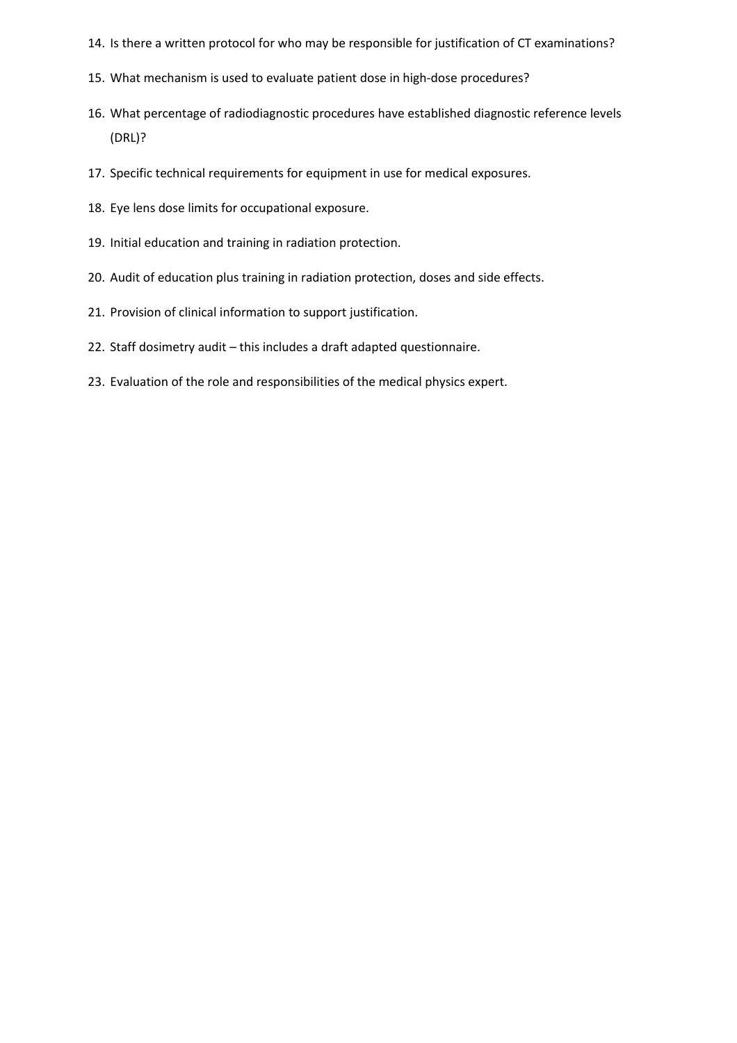14. Is there a written protocol for who may be responsible for justification of CT examinations?
15. What mechanism is used to evaluate patient dose in high-dose procedures?
16. What percentage of radiodiagnostic procedures have established diagnostic reference levels (DRL)?
17. Specific technical requirements for equipment in use for medical exposures.
18. Eye lens dose limits for occupational exposure.
19. Initial education and training in radiation protection.
20. Audit of education plus training in radiation protection, doses and side effects.
21. Provision of clinical information to support justification.
22. Staff dosimetry audit – this includes a draft adapted questionnaire.
23. Evaluation of the role and responsibilities of the medical physics expert.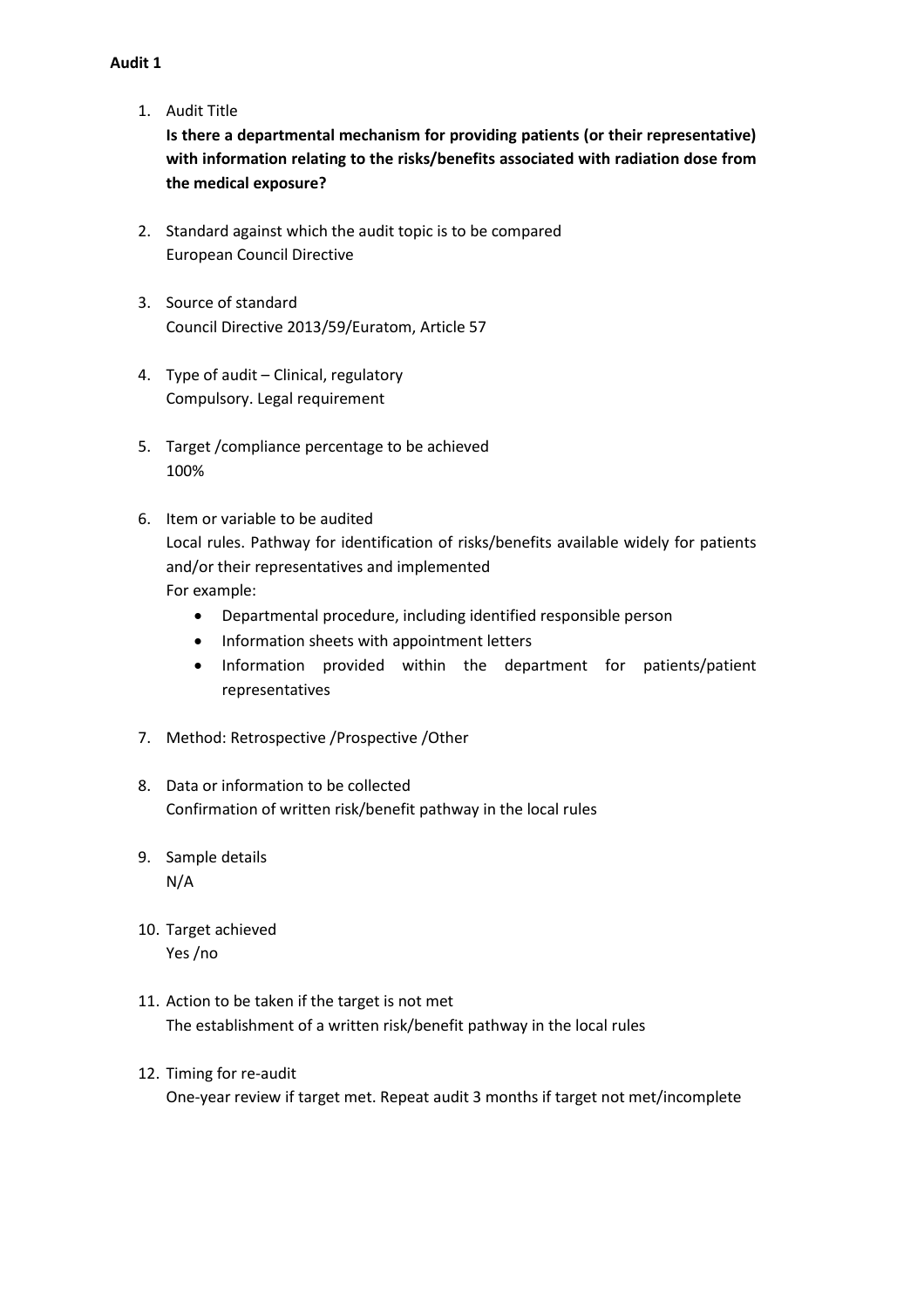**Audit 1**

1. Audit Title
   **Is there a departmental mechanism for providing patients (or their representative) with information relating to the risks/benefits associated with radiation dose from the medical exposure?**

2. Standard against which the audit topic is to be compared
   European Council Directive

3. Source of standard
   Council Directive 2013/59/Euratom, Article 57

4. Type of audit – Clinical, regulatory
   Compulsory. Legal requirement

5. Target /compliance percentage to be achieved
   100%

6. Item or variable to be audited
   Local rules. Pathway for identification of risks/benefits available widely for patients and/or their representatives and implemented
   For example:
   - Departmental procedure, including identified responsible person
   - Information sheets with appointment letters
   - Information provided within the department for patients/patient representatives

7. Method: Retrospective /Prospective /Other

8. Data or information to be collected
   Confirmation of written risk/benefit pathway in the local rules

9. Sample details
   N/A

10. Target achieved
    Yes /no

11. Action to be taken if the target is not met
    The establishment of a written risk/benefit pathway in the local rules

12. Timing for re-audit
    One-year review if target met. Repeat audit 3 months if target not met/incomplete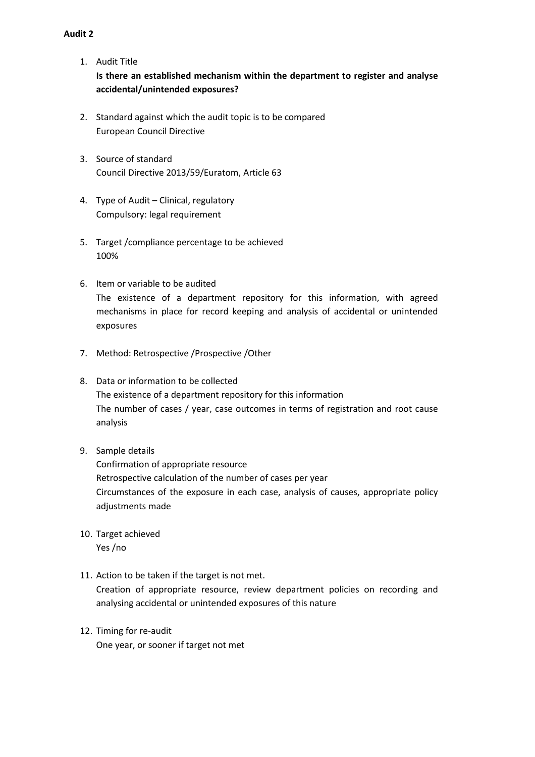**Audit 2**

1. Audit Title
   **Is there an established mechanism within the department to register and analyse accidental/unintended exposures?**

2. Standard against which the audit topic is to be compared
   European Council Directive

3. Source of standard
   Council Directive 2013/59/Euratom, Article 63

4. Type of Audit – Clinical, regulatory
   Compulsory: legal requirement

5. Target /compliance percentage to be achieved
   100%

6. Item or variable to be audited
   The existence of a department repository for this information, with agreed mechanisms in place for record keeping and analysis of accidental or unintended exposures

7. Method: Retrospective /Prospective /Other

8. Data or information to be collected
   The existence of a department repository for this information
   The number of cases / year, case outcomes in terms of registration and root cause analysis

9. Sample details
   Confirmation of appropriate resource
   Retrospective calculation of the number of cases per year
   Circumstances of the exposure in each case, analysis of causes, appropriate policy adjustments made

10. Target achieved
    Yes /no

11. Action to be taken if the target is not met.
    Creation of appropriate resource, review department policies on recording and analysing accidental or unintended exposures of this nature

12. Timing for re-audit
    One year, or sooner if target not met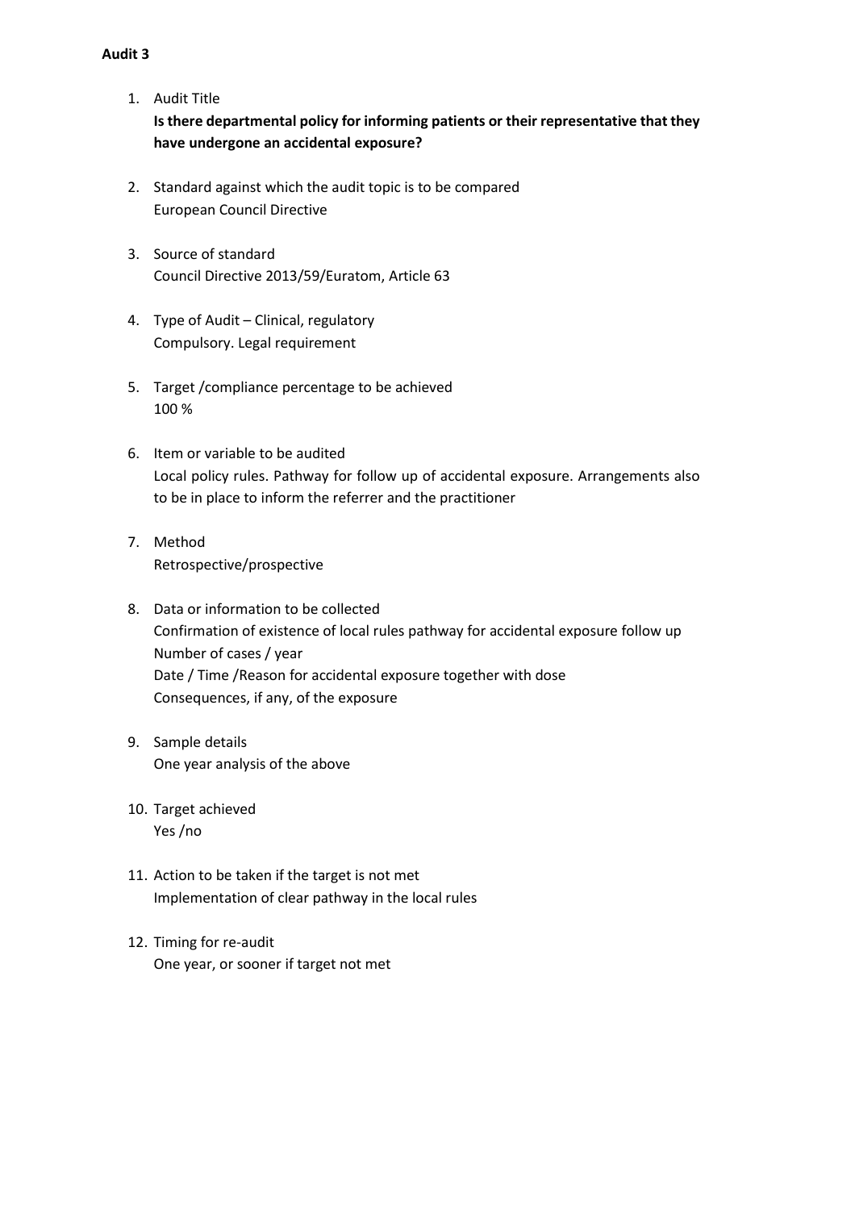**Audit 3**

1. Audit Title
   **Is there departmental policy for informing patients or their representative that they have undergone an accidental exposure?**

2. Standard against which the audit topic is to be compared
   European Council Directive

3. Source of standard
   Council Directive 2013/59/Euratom, Article 63

4. Type of Audit – Clinical, regulatory
   Compulsory. Legal requirement

5. Target /compliance percentage to be achieved
   100 %

6. Item or variable to be audited
   Local policy rules. Pathway for follow up of accidental exposure. Arrangements also to be in place to inform the referrer and the practitioner

7. Method
   Retrospective/prospective

8. Data or information to be collected
   Confirmation of existence of local rules pathway for accidental exposure follow up
   Number of cases / year
   Date / Time /Reason for accidental exposure together with dose
   Consequences, if any, of the exposure

9. Sample details
   One year analysis of the above

10. Target achieved
    Yes /no

11. Action to be taken if the target is not met
    Implementation of clear pathway in the local rules

12. Timing for re-audit
    One year, or sooner if target not met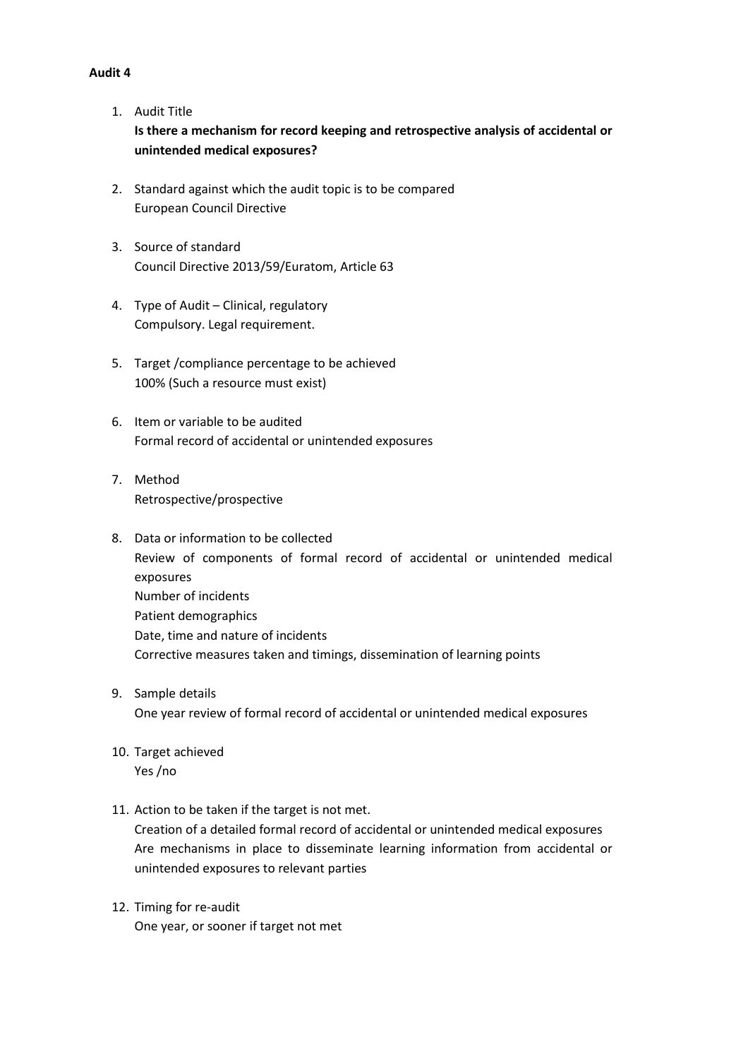**Audit 4**

1. Audit Title
   **Is there a mechanism for record keeping and retrospective analysis of accidental or unintended medical exposures?**

2. Standard against which the audit topic is to be compared
   European Council Directive

3. Source of standard
   Council Directive 2013/59/Euratom, Article 63

4. Type of Audit – Clinical, regulatory
   Compulsory. Legal requirement.

5. Target /compliance percentage to be achieved
   100% (Such a resource must exist)

6. Item or variable to be audited
   Formal record of accidental or unintended exposures

7. Method
   Retrospective/prospective

8. Data or information to be collected
   Review of components of formal record of accidental or unintended medical exposures
   Number of incidents
   Patient demographics
   Date, time and nature of incidents
   Corrective measures taken and timings, dissemination of learning points

9. Sample details
   One year review of formal record of accidental or unintended medical exposures

10. Target achieved
    Yes /no

11. Action to be taken if the target is not met.
    Creation of a detailed formal record of accidental or unintended medical exposures
    Are mechanisms in place to disseminate learning information from accidental or unintended exposures to relevant parties

12. Timing for re-audit
    One year, or sooner if target not met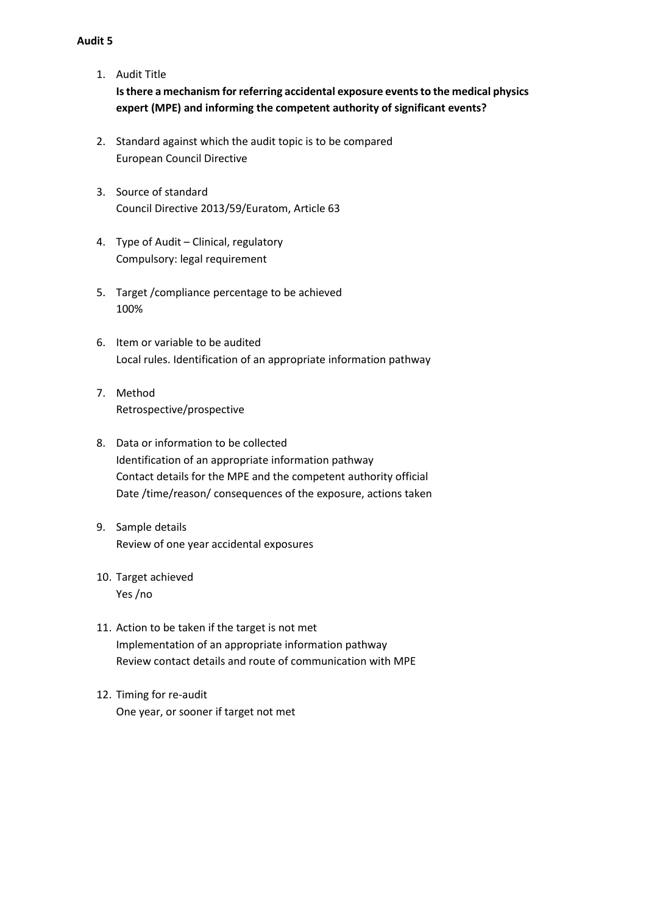**Audit 5**

1. Audit Title
   **Is there a mechanism for referring accidental exposure events to the medical physics expert (MPE) and informing the competent authority of significant events?**

2. Standard against which the audit topic is to be compared
   European Council Directive

3. Source of standard
   Council Directive 2013/59/Euratom, Article 63

4. Type of Audit – Clinical, regulatory
   Compulsory: legal requirement

5. Target /compliance percentage to be achieved
   100%

6. Item or variable to be audited
   Local rules. Identification of an appropriate information pathway

7. Method
   Retrospective/prospective

8. Data or information to be collected
   Identification of an appropriate information pathway
   Contact details for the MPE and the competent authority official
   Date /time/reason/ consequences of the exposure, actions taken

9. Sample details
   Review of one year accidental exposures

10. Target achieved
    Yes /no

11. Action to be taken if the target is not met
    Implementation of an appropriate information pathway
    Review contact details and route of communication with MPE

12. Timing for re-audit
    One year, or sooner if target not met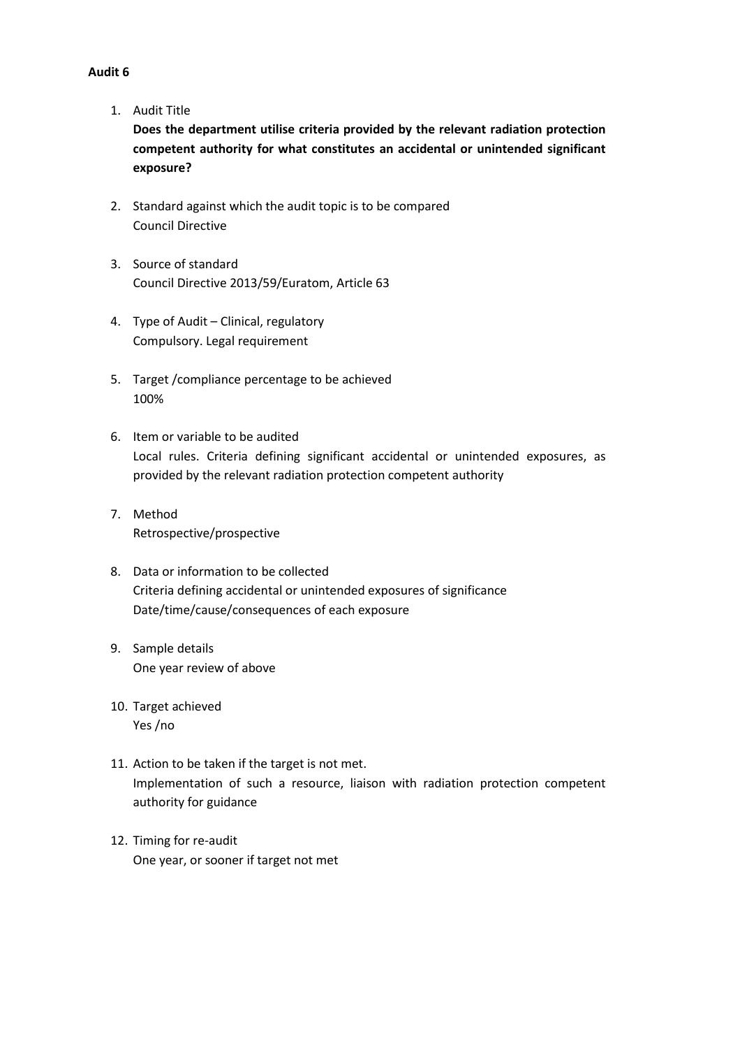**Audit 6**

1. Audit Title
   **Does the department utilise criteria provided by the relevant radiation protection competent authority for what constitutes an accidental or unintended significant exposure?**

2. Standard against which the audit topic is to be compared
   Council Directive

3. Source of standard
   Council Directive 2013/59/Euratom, Article 63

4. Type of Audit – Clinical, regulatory
   Compulsory. Legal requirement

5. Target /compliance percentage to be achieved
   100%

6. Item or variable to be audited
   Local rules. Criteria defining significant accidental or unintended exposures, as provided by the relevant radiation protection competent authority

7. Method
   Retrospective/prospective

8. Data or information to be collected
   Criteria defining accidental or unintended exposures of significance
   Date/time/cause/consequences of each exposure

9. Sample details
   One year review of above

10. Target achieved
    Yes /no

11. Action to be taken if the target is not met.
    Implementation of such a resource, liaison with radiation protection competent authority for guidance

12. Timing for re-audit
    One year, or sooner if target not met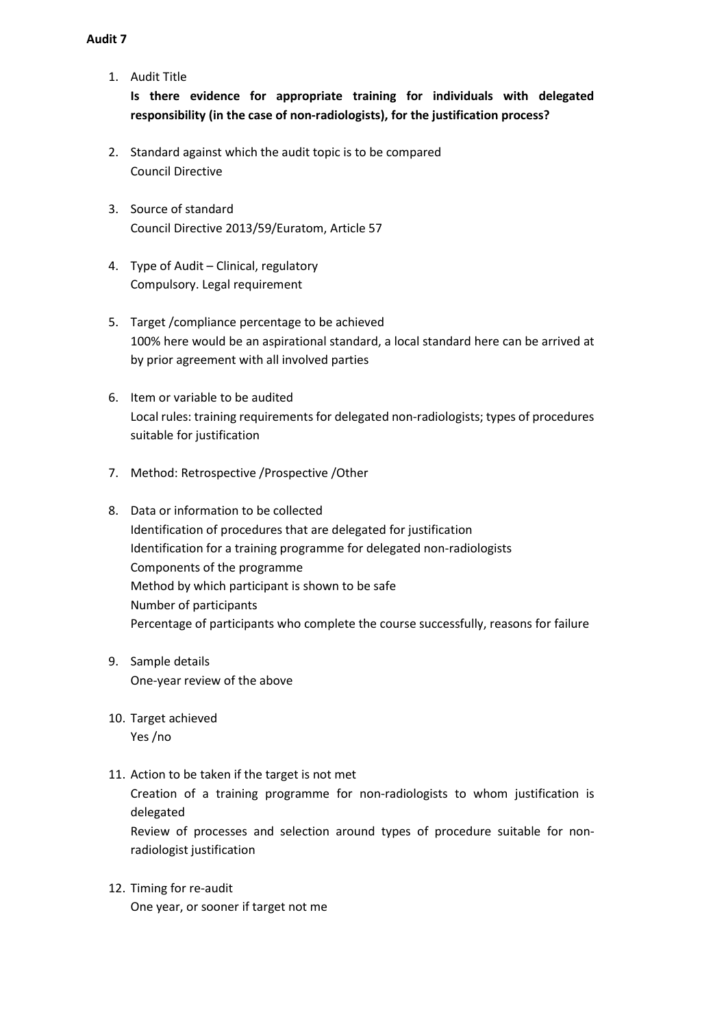**Audit 7**

1. Audit Title

   **Is there evidence for appropriate training for individuals with delegated responsibility (in the case of non-radiologists), for the justification process?**

2. Standard against which the audit topic is to be compared

   Council Directive

3. Source of standard

   Council Directive 2013/59/Euratom, Article 57

4. Type of Audit – Clinical, regulatory

   Compulsory. Legal requirement

5. Target /compliance percentage to be achieved

   100% here would be an aspirational standard, a local standard here can be arrived at by prior agreement with all involved parties

6. Item or variable to be audited

   Local rules: training requirements for delegated non-radiologists; types of procedures suitable for justification

7. Method: Retrospective /Prospective /Other

8. Data or information to be collected

   Identification of procedures that are delegated for justification

   Identification for a training programme for delegated non-radiologists

   Components of the programme

   Method by which participant is shown to be safe

   Number of participants

   Percentage of participants who complete the course successfully, reasons for failure

9. Sample details

   One-year review of the above

10. Target achieved

    Yes /no

11. Action to be taken if the target is not met

    Creation of a training programme for non-radiologists to whom justification is delegated

    Review of processes and selection around types of procedure suitable for non-radiologist justification

12. Timing for re-audit

    One year, or sooner if target not me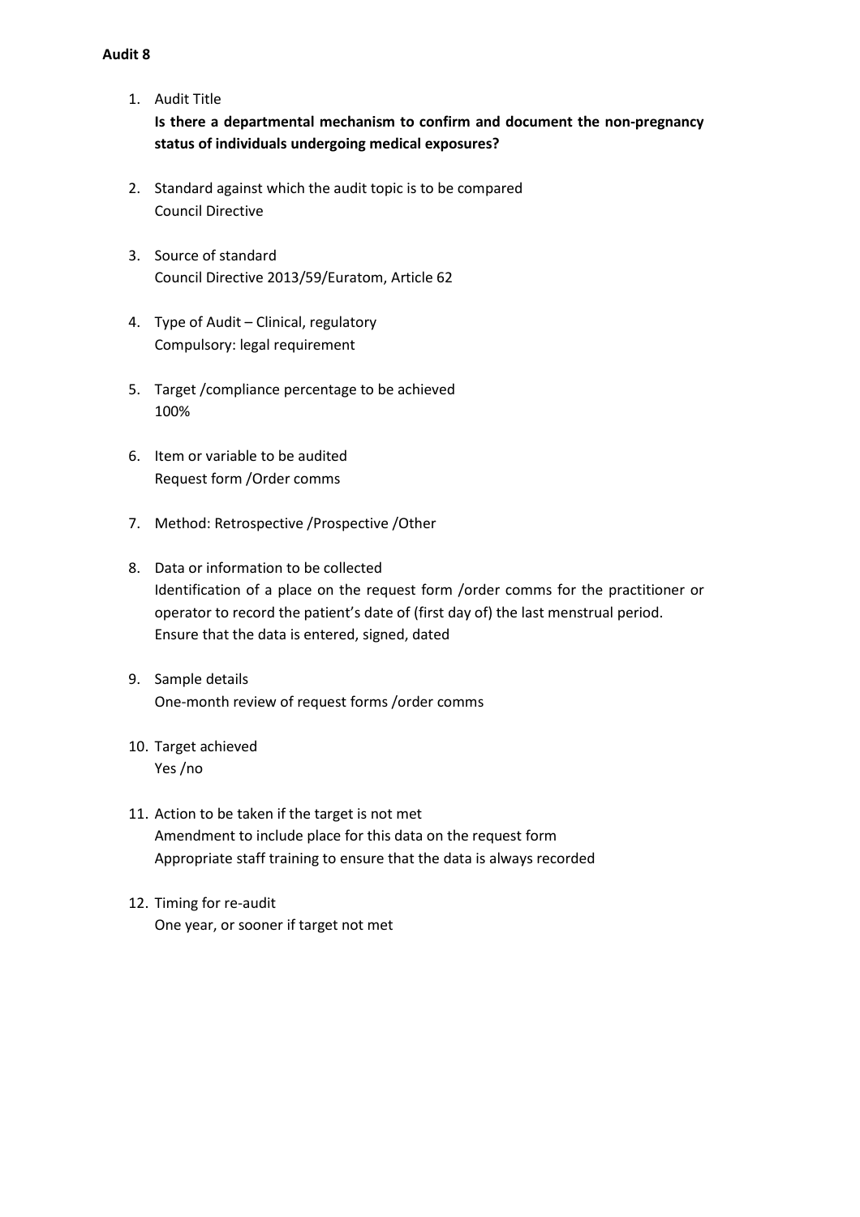**Audit 8**

1. Audit Title
   **Is there a departmental mechanism to confirm and document the non-pregnancy status of individuals undergoing medical exposures?**

2. Standard against which the audit topic is to be compared
   Council Directive

3. Source of standard
   Council Directive 2013/59/Euratom, Article 62

4. Type of Audit – Clinical, regulatory
   Compulsory: legal requirement

5. Target /compliance percentage to be achieved
   100%

6. Item or variable to be audited
   Request form /Order comms

7. Method: Retrospective /Prospective /Other

8. Data or information to be collected
   Identification of a place on the request form /order comms for the practitioner or operator to record the patient's date of (first day of) the last menstrual period.
   Ensure that the data is entered, signed, dated

9. Sample details
   One-month review of request forms /order comms

10. Target achieved
    Yes /no

11. Action to be taken if the target is not met
    Amendment to include place for this data on the request form
    Appropriate staff training to ensure that the data is always recorded

12. Timing for re-audit
    One year, or sooner if target not met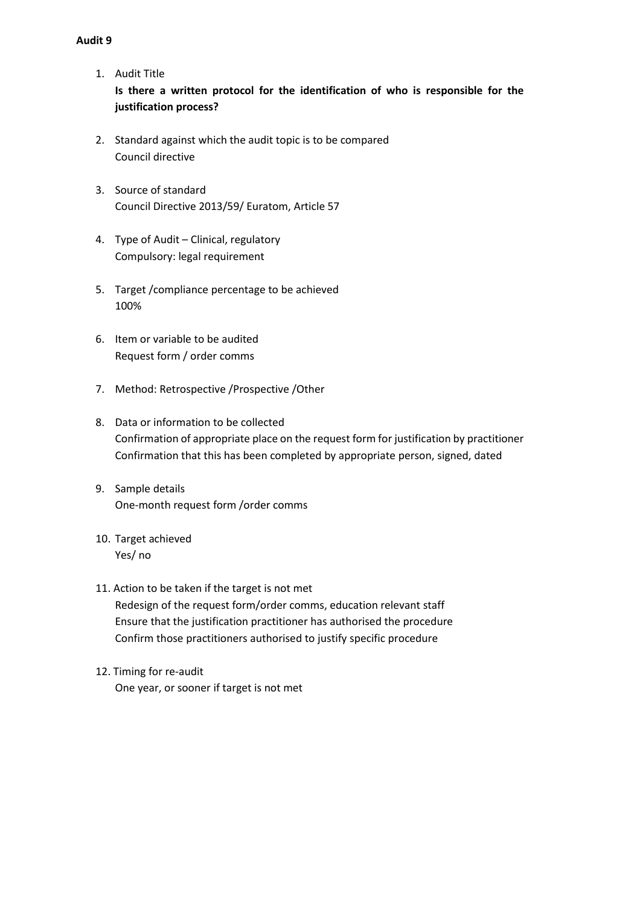**Audit 9**

1. Audit Title
   **Is there a written protocol for the identification of who is responsible for the justification process?**

2. Standard against which the audit topic is to be compared
   Council directive

3. Source of standard
   Council Directive 2013/59/ Euratom, Article 57

4. Type of Audit – Clinical, regulatory
   Compulsory: legal requirement

5. Target /compliance percentage to be achieved
   100%

6. Item or variable to be audited
   Request form / order comms

7. Method: Retrospective /Prospective /Other

8. Data or information to be collected
   Confirmation of appropriate place on the request form for justification by practitioner
   Confirmation that this has been completed by appropriate person, signed, dated

9. Sample details
   One-month request form /order comms

10. Target achieved
    Yes/ no

11. Action to be taken if the target is not met
    Redesign of the request form/order comms, education relevant staff
    Ensure that the justification practitioner has authorised the procedure
    Confirm those practitioners authorised to justify specific procedure

12. Timing for re-audit
    One year, or sooner if target is not met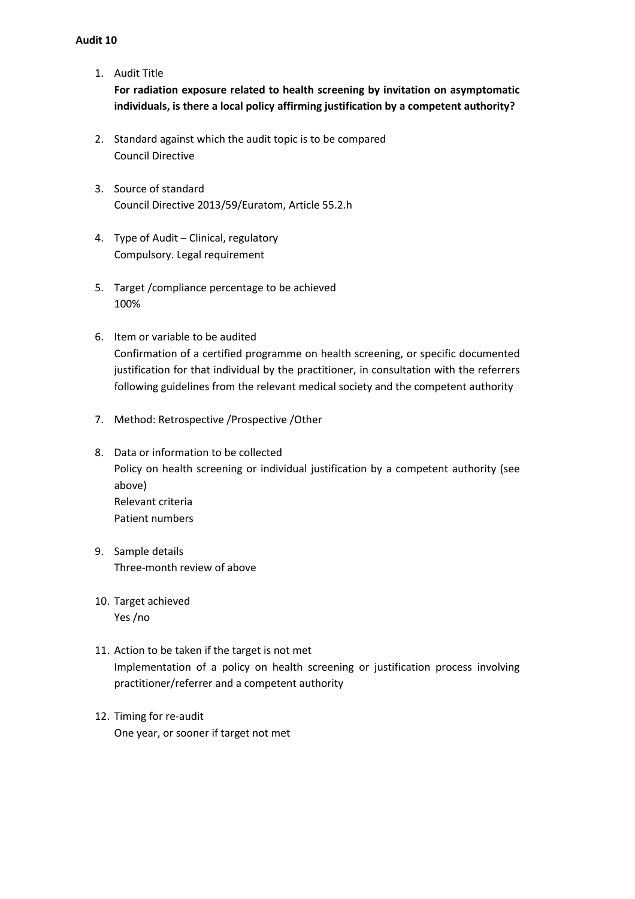**Audit 10**

1. Audit Title
   **For radiation exposure related to health screening by invitation on asymptomatic individuals, is there a local policy affirming justification by a competent authority?**

2. Standard against which the audit topic is to be compared
   Council Directive

3. Source of standard
   Council Directive 2013/59/Euratom, Article 55.2.h

4. Type of Audit – Clinical, regulatory
   Compulsory. Legal requirement

5. Target /compliance percentage to be achieved
   100%

6. Item or variable to be audited
   Confirmation of a certified programme on health screening, or specific documented justification for that individual by the practitioner, in consultation with the referrers following guidelines from the relevant medical society and the competent authority

7. Method: Retrospective /Prospective /Other

8. Data or information to be collected
   Policy on health screening or individual justification by a competent authority (see above)
   Relevant criteria
   Patient numbers

9. Sample details
   Three-month review of above

10. Target achieved
    Yes /no

11. Action to be taken if the target is not met
    Implementation of a policy on health screening or justification process involving practitioner/referrer and a competent authority

12. Timing for re-audit
    One year, or sooner if target not met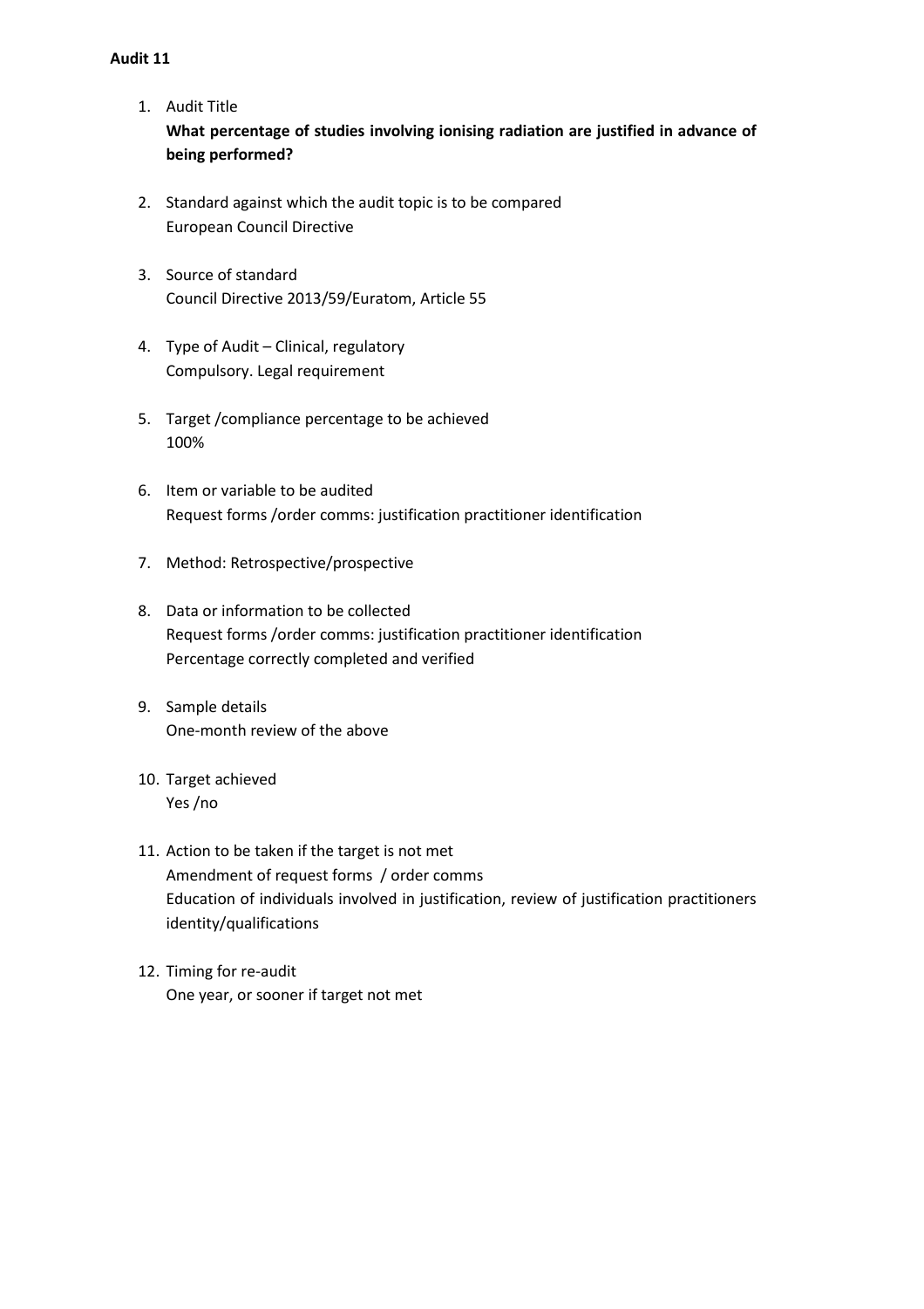**Audit 11**

1. Audit Title
   **What percentage of studies involving ionising radiation are justified in advance of being performed?**

2. Standard against which the audit topic is to be compared
   European Council Directive

3. Source of standard
   Council Directive 2013/59/Euratom, Article 55

4. Type of Audit – Clinical, regulatory
   Compulsory. Legal requirement

5. Target /compliance percentage to be achieved
   100%

6. Item or variable to be audited
   Request forms /order comms: justification practitioner identification

7. Method: Retrospective/prospective

8. Data or information to be collected
   Request forms /order comms: justification practitioner identification
   Percentage correctly completed and verified

9. Sample details
   One-month review of the above

10. Target achieved
    Yes /no

11. Action to be taken if the target is not met
    Amendment of request forms / order comms
    Education of individuals involved in justification, review of justification practitioners identity/qualifications

12. Timing for re-audit
    One year, or sooner if target not met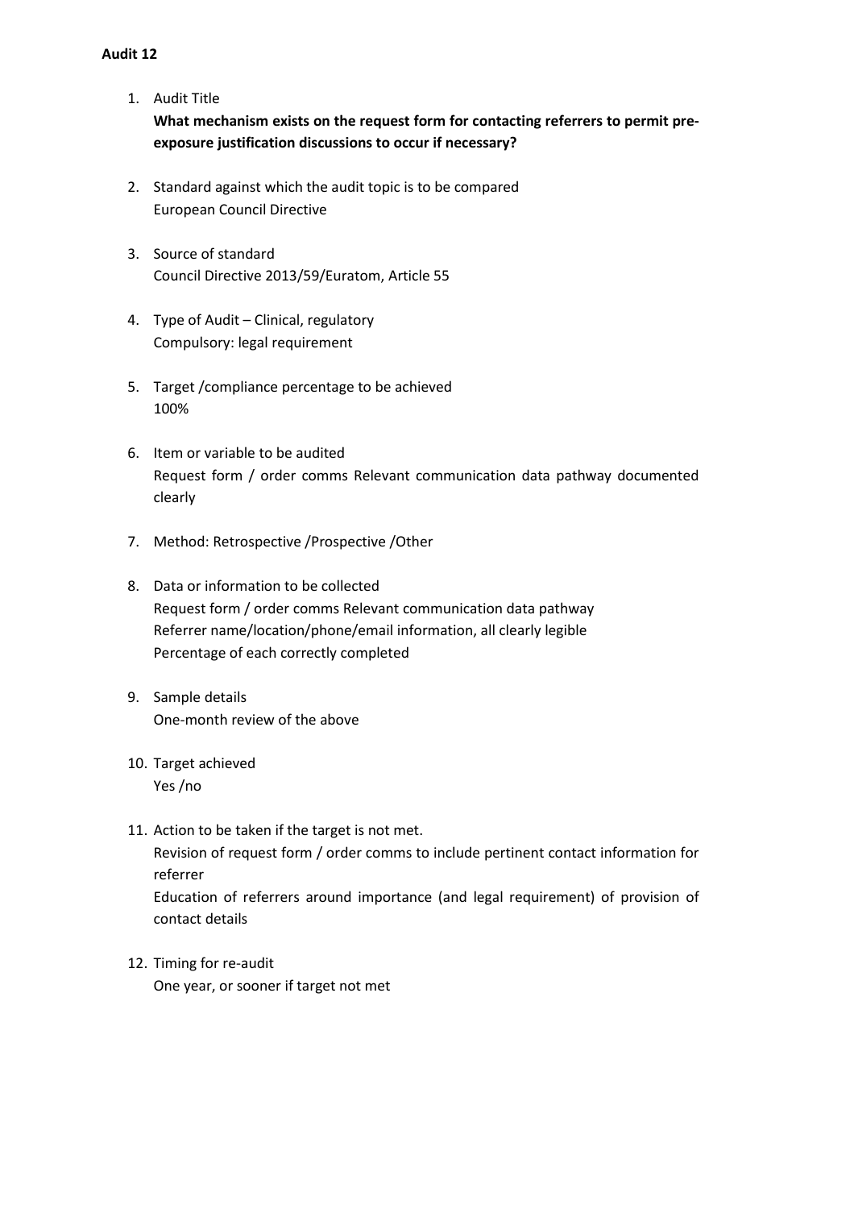**Audit 12**

1. Audit Title
   **What mechanism exists on the request form for contacting referrers to permit pre-exposure justification discussions to occur if necessary?**

2. Standard against which the audit topic is to be compared
   European Council Directive

3. Source of standard
   Council Directive 2013/59/Euratom, Article 55

4. Type of Audit – Clinical, regulatory
   Compulsory: legal requirement

5. Target /compliance percentage to be achieved
   100%

6. Item or variable to be audited
   Request form / order comms Relevant communication data pathway documented clearly

7. Method: Retrospective /Prospective /Other

8. Data or information to be collected
   Request form / order comms Relevant communication data pathway
   Referrer name/location/phone/email information, all clearly legible
   Percentage of each correctly completed

9. Sample details
   One-month review of the above

10. Target achieved
    Yes /no

11. Action to be taken if the target is not met.
    Revision of request form / order comms to include pertinent contact information for referrer
    Education of referrers around importance (and legal requirement) of provision of contact details

12. Timing for re-audit
    One year, or sooner if target not met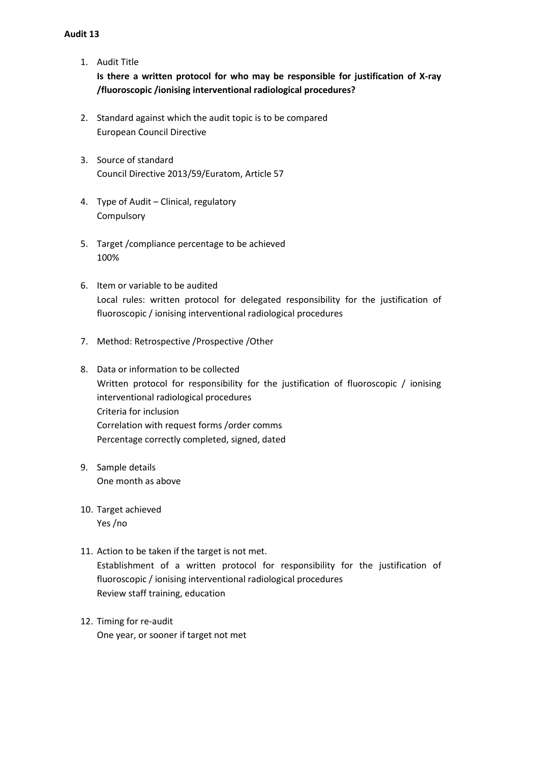**Audit 13**

1. Audit Title

   **Is there a written protocol for who may be responsible for justification of X-ray /fluoroscopic /ionising interventional radiological procedures?**

2. Standard against which the audit topic is to be compared

   European Council Directive

3. Source of standard

   Council Directive 2013/59/Euratom, Article 57

4. Type of Audit – Clinical, regulatory

   Compulsory

5. Target /compliance percentage to be achieved

   100%

6. Item or variable to be audited

   Local rules: written protocol for delegated responsibility for the justification of fluoroscopic / ionising interventional radiological procedures

7. Method: Retrospective /Prospective /Other

8. Data or information to be collected

   Written protocol for responsibility for the justification of fluoroscopic / ionising interventional radiological procedures

   Criteria for inclusion

   Correlation with request forms /order comms

   Percentage correctly completed, signed, dated

9. Sample details

   One month as above

10. Target achieved

    Yes /no

11. Action to be taken if the target is not met.

    Establishment of a written protocol for responsibility for the justification of fluoroscopic / ionising interventional radiological procedures

    Review staff training, education

12. Timing for re-audit

    One year, or sooner if target not met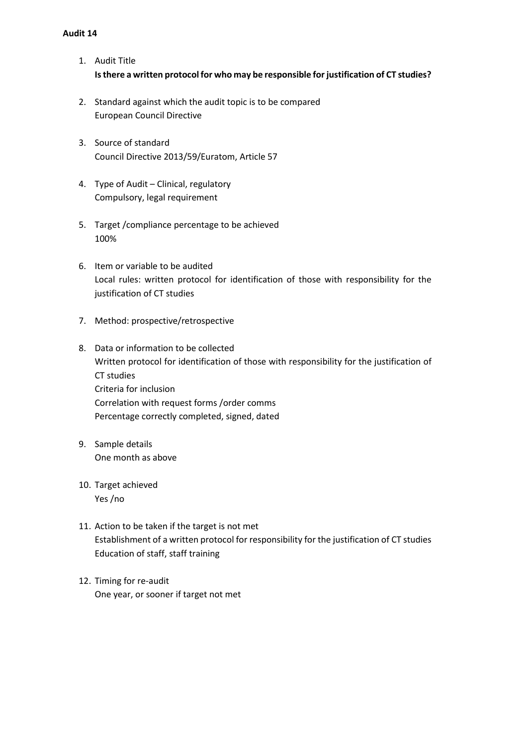**Audit 14**

1. Audit Title
   **Is there a written protocol for who may be responsible for justification of CT studies?**

2. Standard against which the audit topic is to be compared
   European Council Directive

3. Source of standard
   Council Directive 2013/59/Euratom, Article 57

4. Type of Audit – Clinical, regulatory
   Compulsory, legal requirement

5. Target /compliance percentage to be achieved
   100%

6. Item or variable to be audited
   Local rules: written protocol for identification of those with responsibility for the justification of CT studies

7. Method: prospective/retrospective

8. Data or information to be collected
   Written protocol for identification of those with responsibility for the justification of CT studies
   Criteria for inclusion
   Correlation with request forms /order comms
   Percentage correctly completed, signed, dated

9. Sample details
   One month as above

10. Target achieved
    Yes /no

11. Action to be taken if the target is not met
    Establishment of a written protocol for responsibility for the justification of CT studies
    Education of staff, staff training

12. Timing for re-audit
    One year, or sooner if target not met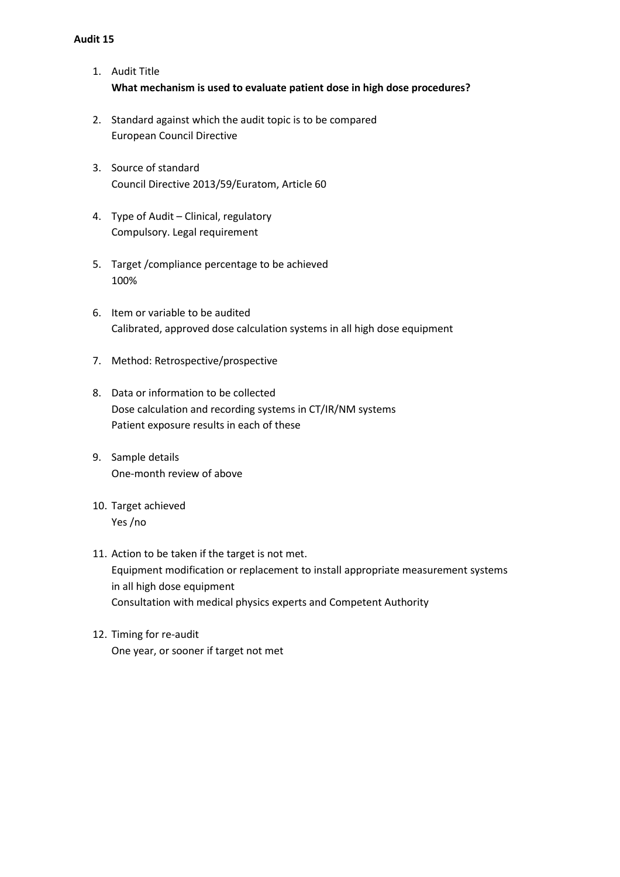**Audit 15**

1. Audit Title
   **What mechanism is used to evaluate patient dose in high dose procedures?**

2. Standard against which the audit topic is to be compared
   European Council Directive

3. Source of standard
   Council Directive 2013/59/Euratom, Article 60

4. Type of Audit – Clinical, regulatory
   Compulsory. Legal requirement

5. Target /compliance percentage to be achieved
   100%

6. Item or variable to be audited
   Calibrated, approved dose calculation systems in all high dose equipment

7. Method: Retrospective/prospective

8. Data or information to be collected
   Dose calculation and recording systems in CT/IR/NM systems
   Patient exposure results in each of these

9. Sample details
   One-month review of above

10. Target achieved
    Yes /no

11. Action to be taken if the target is not met.
    Equipment modification or replacement to install appropriate measurement systems in all high dose equipment
    Consultation with medical physics experts and Competent Authority

12. Timing for re-audit
    One year, or sooner if target not met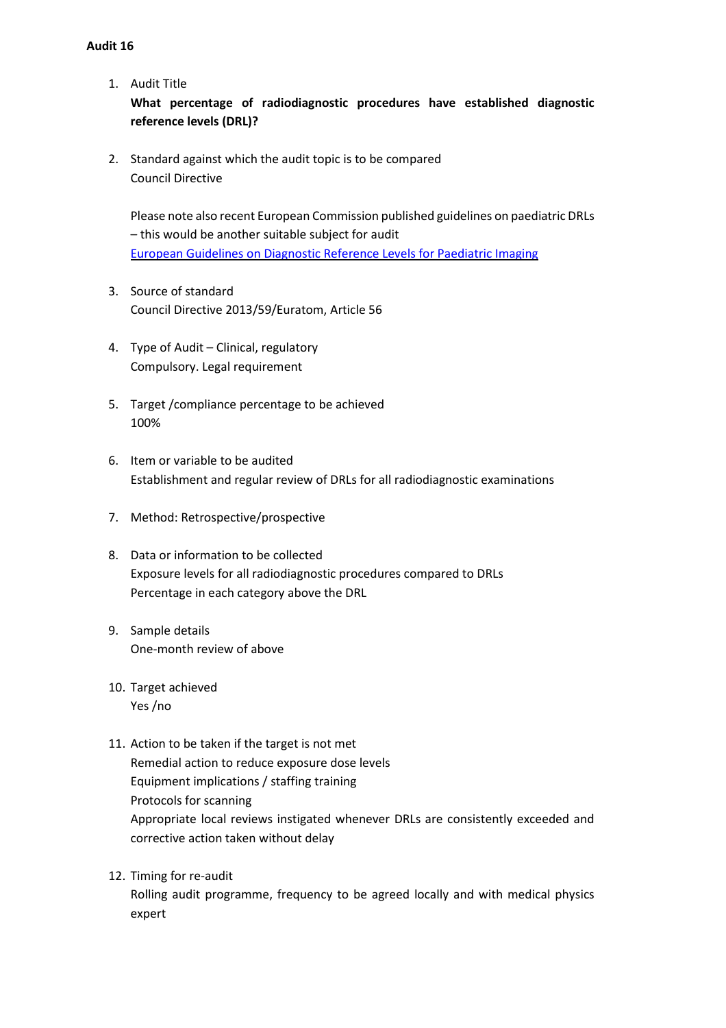**Audit 16**

1. Audit Title
   **What percentage of radiodiagnostic procedures have established diagnostic reference levels (DRL)?**

2. Standard against which the audit topic is to be compared
   Council Directive

   Please note also recent European Commission published guidelines on paediatric DRLs – this would be another suitable subject for audit
   [European Guidelines on Diagnostic Reference Levels for Paediatric Imaging]()

3. Source of standard
   Council Directive 2013/59/Euratom, Article 56

4. Type of Audit – Clinical, regulatory
   Compulsory. Legal requirement

5. Target /compliance percentage to be achieved
   100%

6. Item or variable to be audited
   Establishment and regular review of DRLs for all radiodiagnostic examinations

7. Method: Retrospective/prospective

8. Data or information to be collected
   Exposure levels for all radiodiagnostic procedures compared to DRLs
   Percentage in each category above the DRL

9. Sample details
   One-month review of above

10. Target achieved
    Yes /no

11. Action to be taken if the target is not met
    Remedial action to reduce exposure dose levels
    Equipment implications / staffing training
    Protocols for scanning
    Appropriate local reviews instigated whenever DRLs are consistently exceeded and corrective action taken without delay

12. Timing for re-audit
    Rolling audit programme, frequency to be agreed locally and with medical physics expert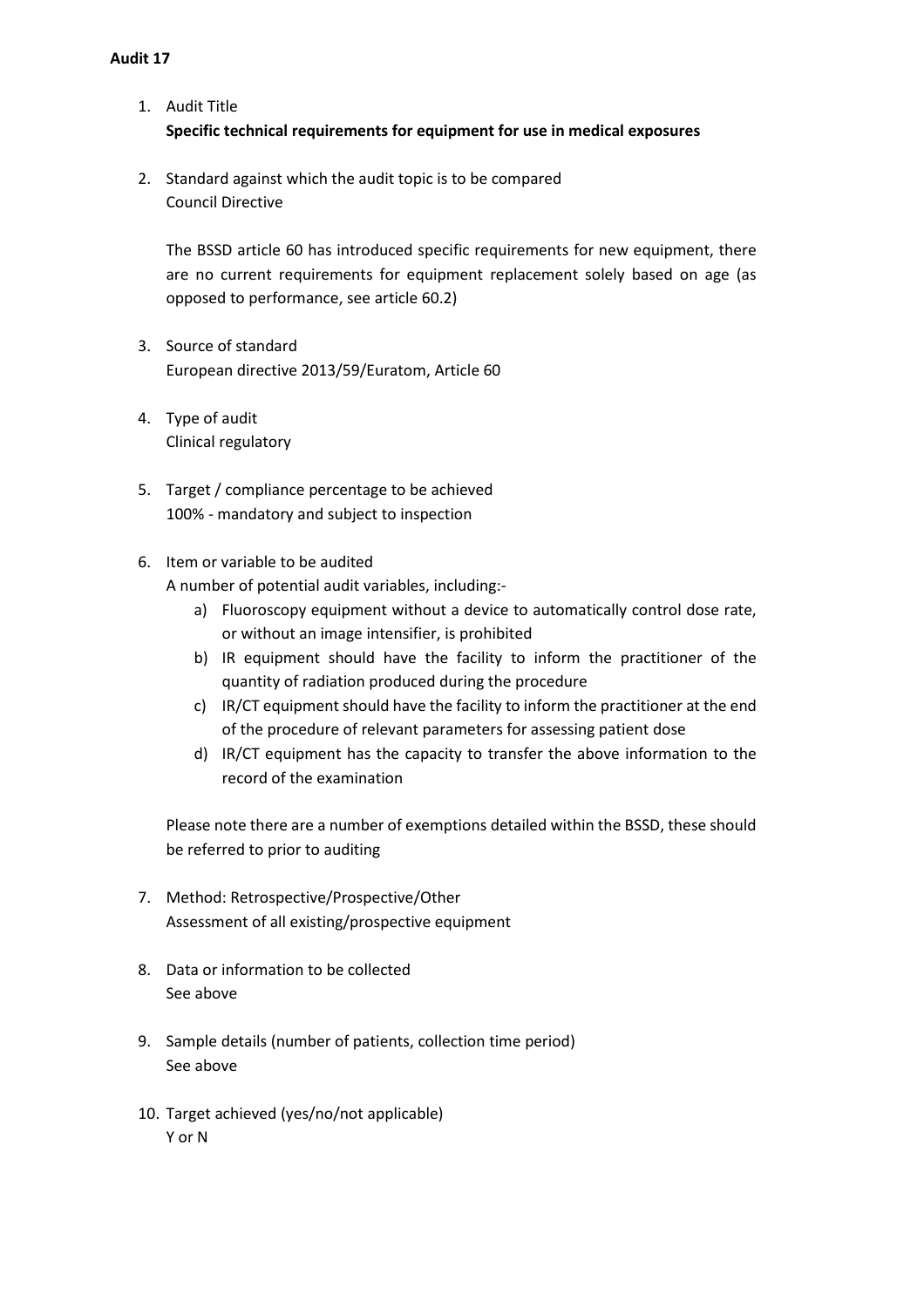**Audit 17**

1. Audit Title
   **Specific technical requirements for equipment for use in medical exposures**

2. Standard against which the audit topic is to be compared
   Council Directive

   The BSSD article 60 has introduced specific requirements for new equipment, there are no current requirements for equipment replacement solely based on age (as opposed to performance, see article 60.2)

3. Source of standard
   European directive 2013/59/Euratom, Article 60

4. Type of audit
   Clinical regulatory

5. Target / compliance percentage to be achieved
   100% - mandatory and subject to inspection

6. Item or variable to be audited
   A number of potential audit variables, including:-
   a) Fluoroscopy equipment without a device to automatically control dose rate, or without an image intensifier, is prohibited
   b) IR equipment should have the facility to inform the practitioner of the quantity of radiation produced during the procedure
   c) IR/CT equipment should have the facility to inform the practitioner at the end of the procedure of relevant parameters for assessing patient dose
   d) IR/CT equipment has the capacity to transfer the above information to the record of the examination

   Please note there are a number of exemptions detailed within the BSSD, these should be referred to prior to auditing

7. Method: Retrospective/Prospective/Other
   Assessment of all existing/prospective equipment

8. Data or information to be collected
   See above

9. Sample details (number of patients, collection time period)
   See above

10. Target achieved (yes/no/not applicable)
    Y or N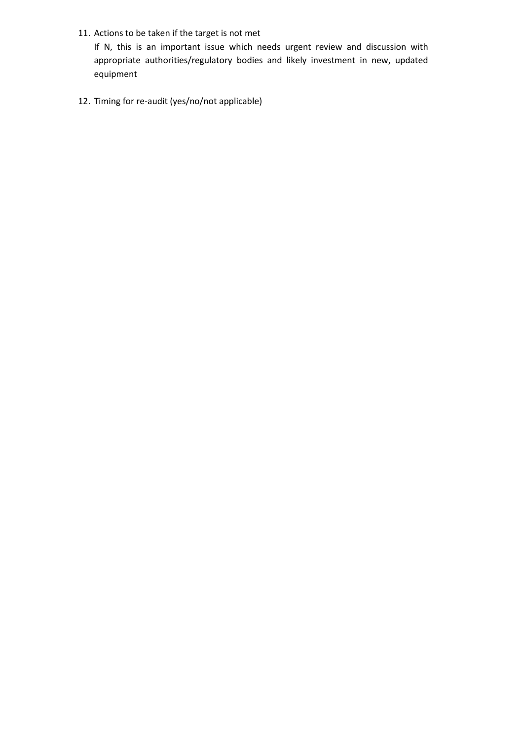11. Actions to be taken if the target is not met

    If N, this is an important issue which needs urgent review and discussion with appropriate authorities/regulatory bodies and likely investment in new, updated equipment

12. Timing for re-audit (yes/no/not applicable)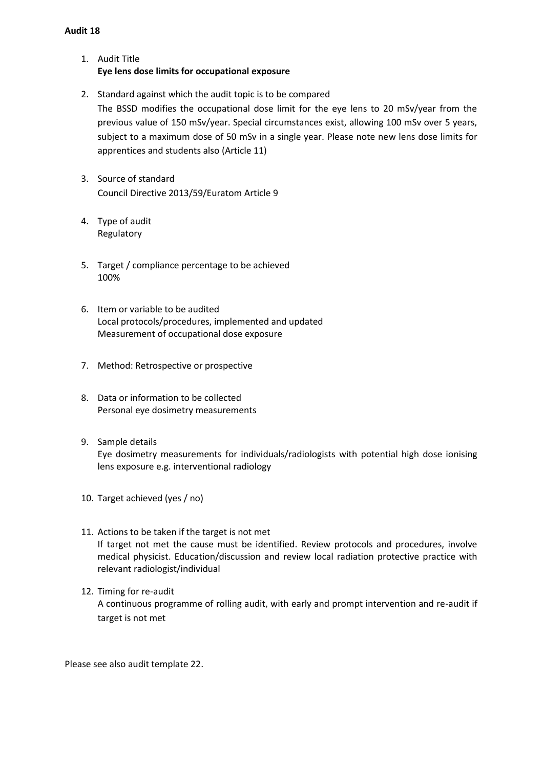**Audit 18**

1. Audit Title
   **Eye lens dose limits for occupational exposure**

2. Standard against which the audit topic is to be compared
   The BSSD modifies the occupational dose limit for the eye lens to 20 mSv/year from the previous value of 150 mSv/year. Special circumstances exist, allowing 100 mSv over 5 years, subject to a maximum dose of 50 mSv in a single year. Please note new lens dose limits for apprentices and students also (Article 11)

3. Source of standard
   Council Directive 2013/59/Euratom Article 9

4. Type of audit
   Regulatory

5. Target / compliance percentage to be achieved
   100%

6. Item or variable to be audited
   Local protocols/procedures, implemented and updated
   Measurement of occupational dose exposure

7. Method: Retrospective or prospective

8. Data or information to be collected
   Personal eye dosimetry measurements

9. Sample details
   Eye dosimetry measurements for individuals/radiologists with potential high dose ionising lens exposure e.g. interventional radiology

10. Target achieved (yes / no)

11. Actions to be taken if the target is not met
    If target not met the cause must be identified. Review protocols and procedures, involve medical physicist. Education/discussion and review local radiation protective practice with relevant radiologist/individual

12. Timing for re-audit
    A continuous programme of rolling audit, with early and prompt intervention and re-audit if target is not met

Please see also audit template 22.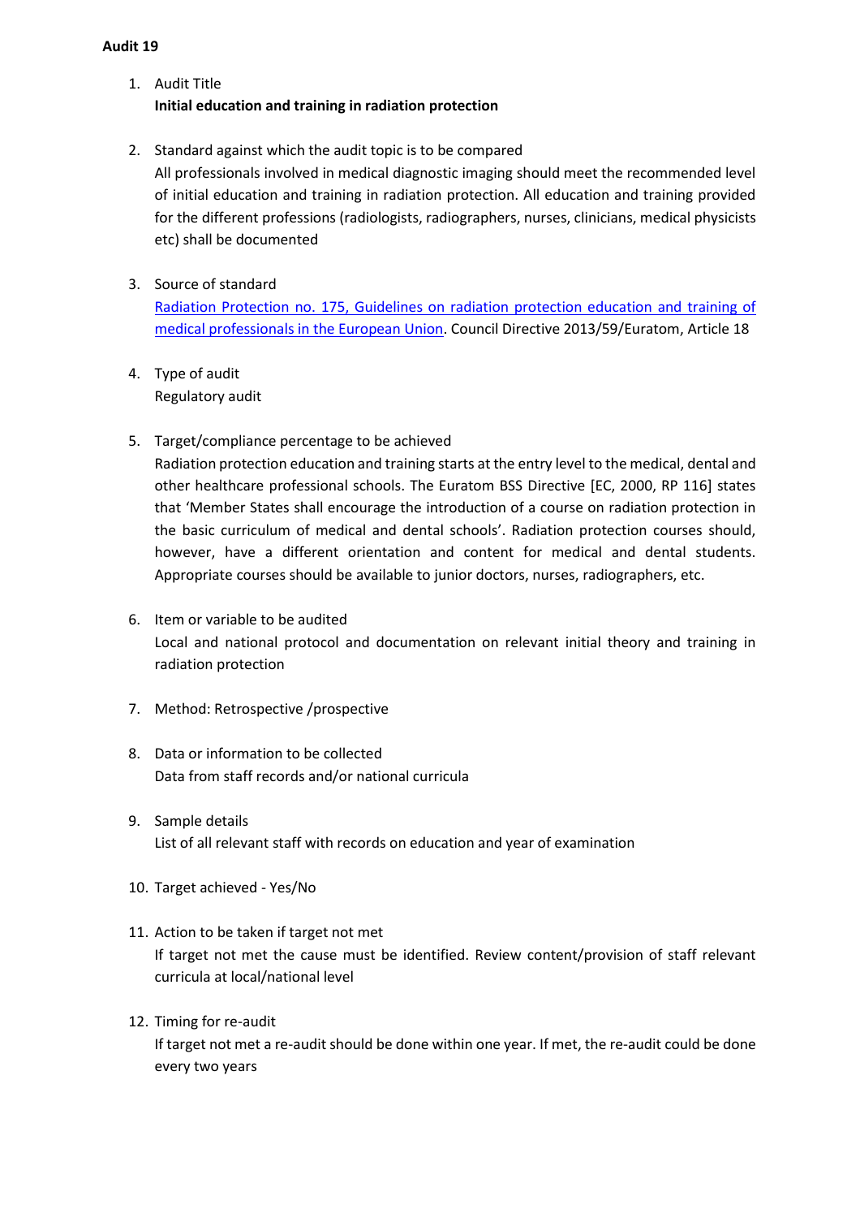**Audit 19**

1. Audit Title
   **Initial education and training in radiation protection**

2. Standard against which the audit topic is to be compared
   All professionals involved in medical diagnostic imaging should meet the recommended level of initial education and training in radiation protection. All education and training provided for the different professions (radiologists, radiographers, nurses, clinicians, medical physicists etc) shall be documented

3. Source of standard
   [Radiation Protection no. 175, Guidelines on radiation protection education and training of medical professionals in the European Union](). Council Directive 2013/59/Euratom, Article 18

4. Type of audit
   Regulatory audit

5. Target/compliance percentage to be achieved
   Radiation protection education and training starts at the entry level to the medical, dental and other healthcare professional schools. The Euratom BSS Directive [EC, 2000, RP 116] states that 'Member States shall encourage the introduction of a course on radiation protection in the basic curriculum of medical and dental schools'. Radiation protection courses should, however, have a different orientation and content for medical and dental students. Appropriate courses should be available to junior doctors, nurses, radiographers, etc.

6. Item or variable to be audited
   Local and national protocol and documentation on relevant initial theory and training in radiation protection

7. Method: Retrospective /prospective

8. Data or information to be collected
   Data from staff records and/or national curricula

9. Sample details
   List of all relevant staff with records on education and year of examination

10. Target achieved - Yes/No

11. Action to be taken if target not met
    If target not met the cause must be identified. Review content/provision of staff relevant curricula at local/national level

12. Timing for re-audit
    If target not met a re-audit should be done within one year. If met, the re-audit could be done every two years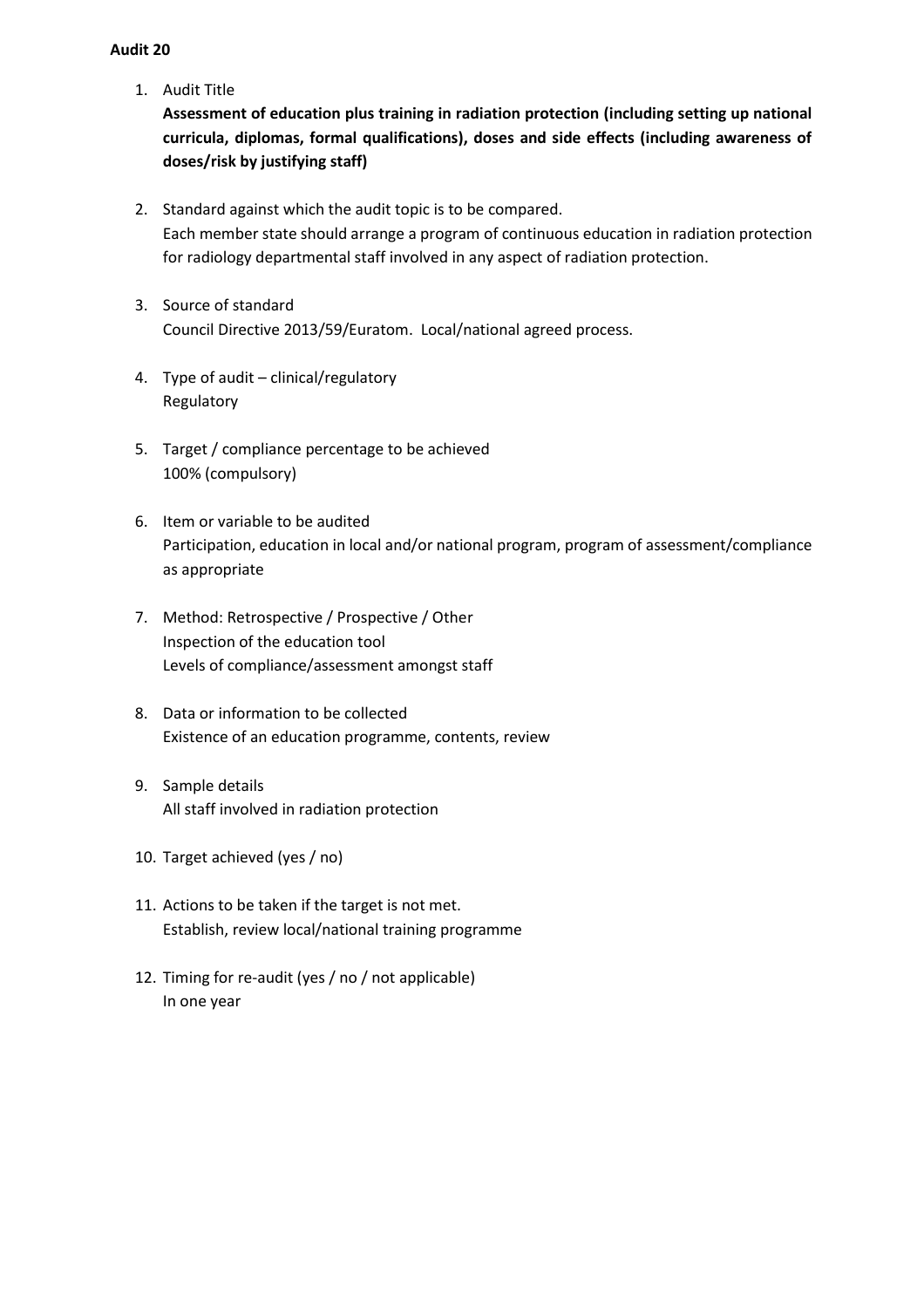**Audit 20**

1. Audit Title
   **Assessment of education plus training in radiation protection (including setting up national curricula, diplomas, formal qualifications), doses and side effects (including awareness of doses/risk by justifying staff)**

2. Standard against which the audit topic is to be compared.
   Each member state should arrange a program of continuous education in radiation protection for radiology departmental staff involved in any aspect of radiation protection.

3. Source of standard
   Council Directive 2013/59/Euratom. Local/national agreed process.

4. Type of audit – clinical/regulatory
   Regulatory

5. Target / compliance percentage to be achieved
   100% (compulsory)

6. Item or variable to be audited
   Participation, education in local and/or national program, program of assessment/compliance as appropriate

7. Method: Retrospective / Prospective / Other
   Inspection of the education tool
   Levels of compliance/assessment amongst staff

8. Data or information to be collected
   Existence of an education programme, contents, review

9. Sample details
   All staff involved in radiation protection

10. Target achieved (yes / no)

11. Actions to be taken if the target is not met.
    Establish, review local/national training programme

12. Timing for re-audit (yes / no / not applicable)
    In one year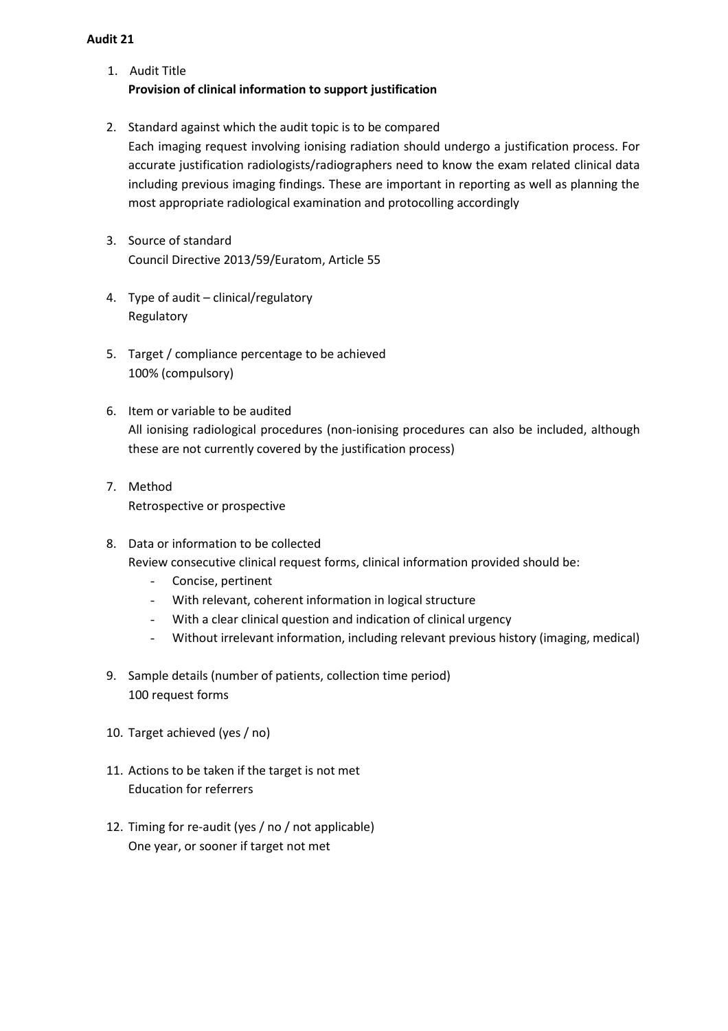**Audit 21**

1. Audit Title
   **Provision of clinical information to support justification**

2. Standard against which the audit topic is to be compared
   Each imaging request involving ionising radiation should undergo a justification process. For accurate justification radiologists/radiographers need to know the exam related clinical data including previous imaging findings. These are important in reporting as well as planning the most appropriate radiological examination and protocolling accordingly

3. Source of standard
   Council Directive 2013/59/Euratom, Article 55

4. Type of audit – clinical/regulatory
   Regulatory

5. Target / compliance percentage to be achieved
   100% (compulsory)

6. Item or variable to be audited
   All ionising radiological procedures (non-ionising procedures can also be included, although these are not currently covered by the justification process)

7. Method
   Retrospective or prospective

8. Data or information to be collected
   Review consecutive clinical request forms, clinical information provided should be:
   - Concise, pertinent
   - With relevant, coherent information in logical structure
   - With a clear clinical question and indication of clinical urgency
   - Without irrelevant information, including relevant previous history (imaging, medical)

9. Sample details (number of patients, collection time period)
   100 request forms

10. Target achieved (yes / no)

11. Actions to be taken if the target is not met
    Education for referrers

12. Timing for re-audit (yes / no / not applicable)
    One year, or sooner if target not met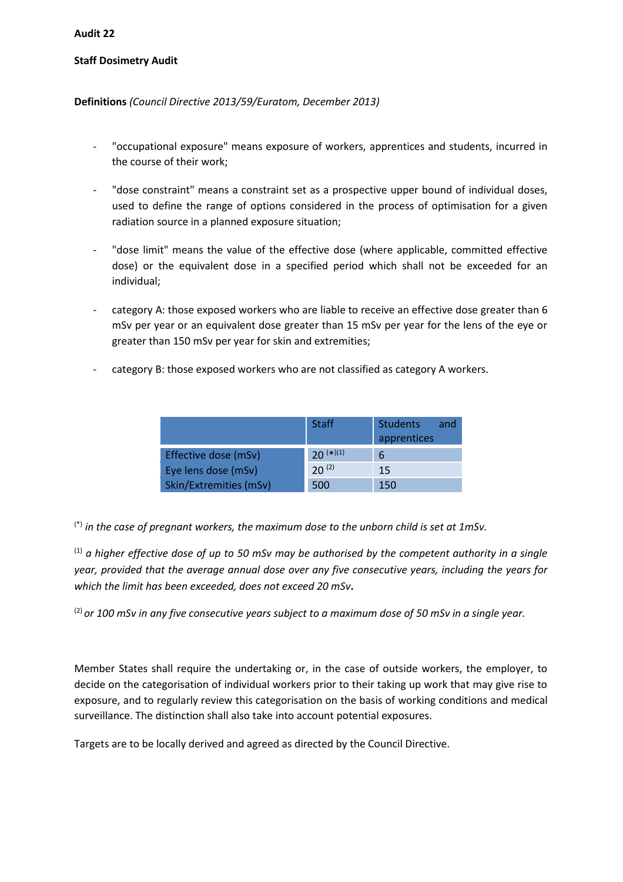**Audit 22**

**Staff Dosimetry Audit**

**Definitions** *(Council Directive 2013/59/Euratom, December 2013)*

- "occupational exposure" means exposure of workers, apprentices and students, incurred in the course of their work;
- "dose constraint" means a constraint set as a prospective upper bound of individual doses, used to define the range of options considered in the process of optimisation for a given radiation source in a planned exposure situation;
- "dose limit" means the value of the effective dose (where applicable, committed effective dose) or the equivalent dose in a specified period which shall not be exceeded for an individual;
- category A: those exposed workers who are liable to receive an effective dose greater than 6 mSv per year or an equivalent dose greater than 15 mSv per year for the lens of the eye or greater than 150 mSv per year for skin and extremities;
- category B: those exposed workers who are not classified as category A workers.

| | Staff | Students and apprentices |
|---|---|---|
| Effective dose (mSv) | 20 [(*)(1)] | 6 |
| Eye lens dose (mSv) | 20 [(2)] | 15 |
| Skin/Extremities (mSv) | 500 | 150 |

[(*)] *in the case of pregnant workers, the maximum dose to the unborn child is set at 1mSv.*

[(1)] *a higher effective dose of up to 50 mSv may be authorised by the competent authority in a single year, provided that the average annual dose over any five consecutive years, including the years for which the limit has been exceeded, does not exceed 20 mSv.*

[(2)] *or 100 mSv in any five consecutive years subject to a maximum dose of 50 mSv in a single year.*

Member States shall require the undertaking or, in the case of outside workers, the employer, to decide on the categorisation of individual workers prior to their taking up work that may give rise to exposure, and to regularly review this categorisation on the basis of working conditions and medical surveillance. The distinction shall also take into account potential exposures.

Targets are to be locally derived and agreed as directed by the Council Directive.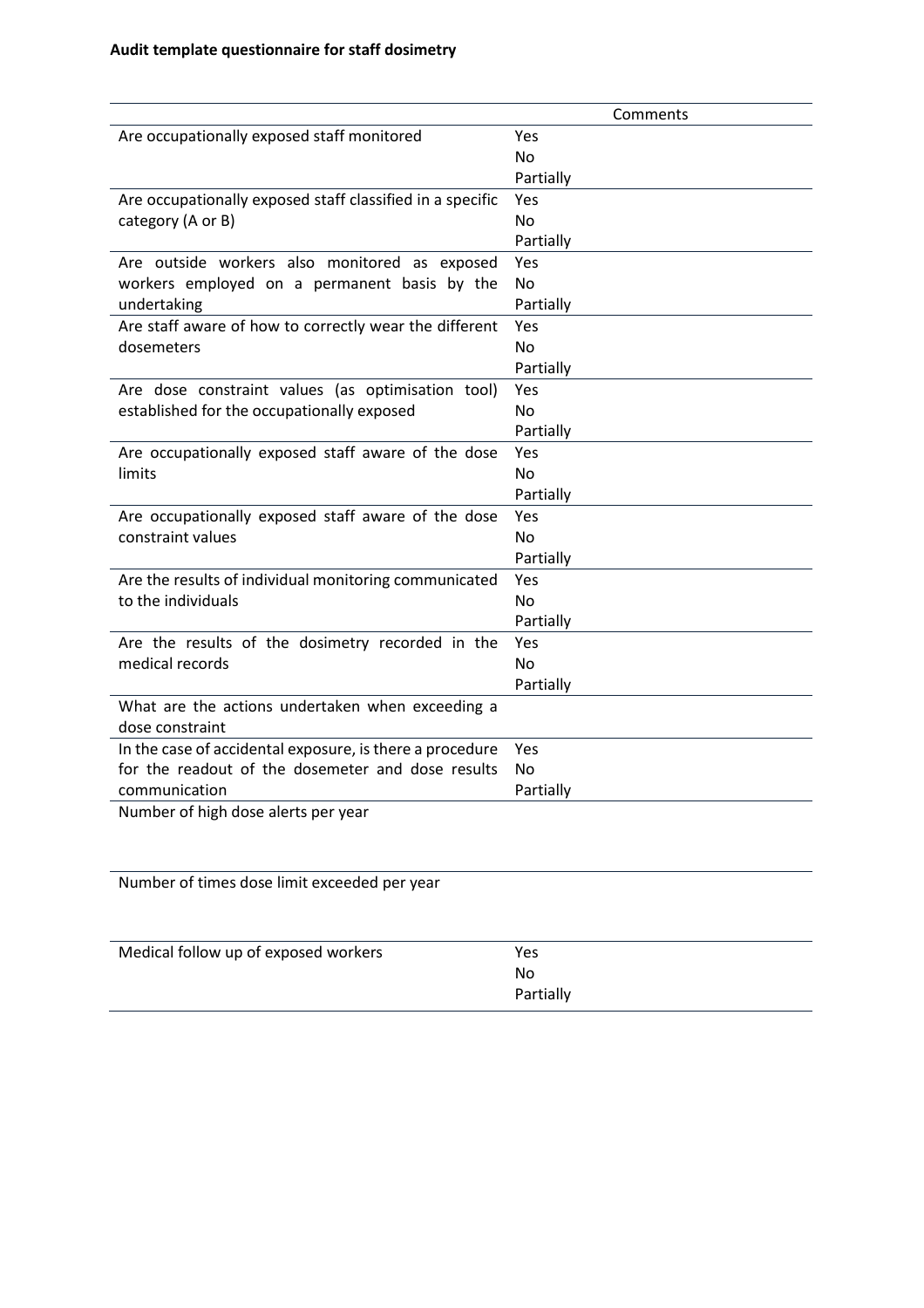**Audit template questionnaire for staff dosimetry**

| | Comments |
|---|---|
| Are occupationally exposed staff monitored | Yes<br>No<br>Partially |
| Are occupationally exposed staff classified in a specific category (A or B) | Yes<br>No<br>Partially |
| Are outside workers also monitored as exposed workers employed on a permanent basis by the undertaking | Yes<br>No<br>Partially |
| Are staff aware of how to correctly wear the different dosemeters | Yes<br>No<br>Partially |
| Are dose constraint values (as optimisation tool) established for the occupationally exposed | Yes<br>No<br>Partially |
| Are occupationally exposed staff aware of the dose limits | Yes<br>No<br>Partially |
| Are occupationally exposed staff aware of the dose constraint values | Yes<br>No<br>Partially |
| Are the results of individual monitoring communicated to the individuals | Yes<br>No<br>Partially |
| Are the results of the dosimetry recorded in the medical records | Yes<br>No<br>Partially |
| What are the actions undertaken when exceeding a dose constraint | |
| In the case of accidental exposure, is there a procedure for the readout of the dosemeter and dose results communication | Yes<br>No<br>Partially |
| Number of high dose alerts per year | |
| Number of times dose limit exceeded per year | |
| Medical follow up of exposed workers | Yes<br>No<br>Partially |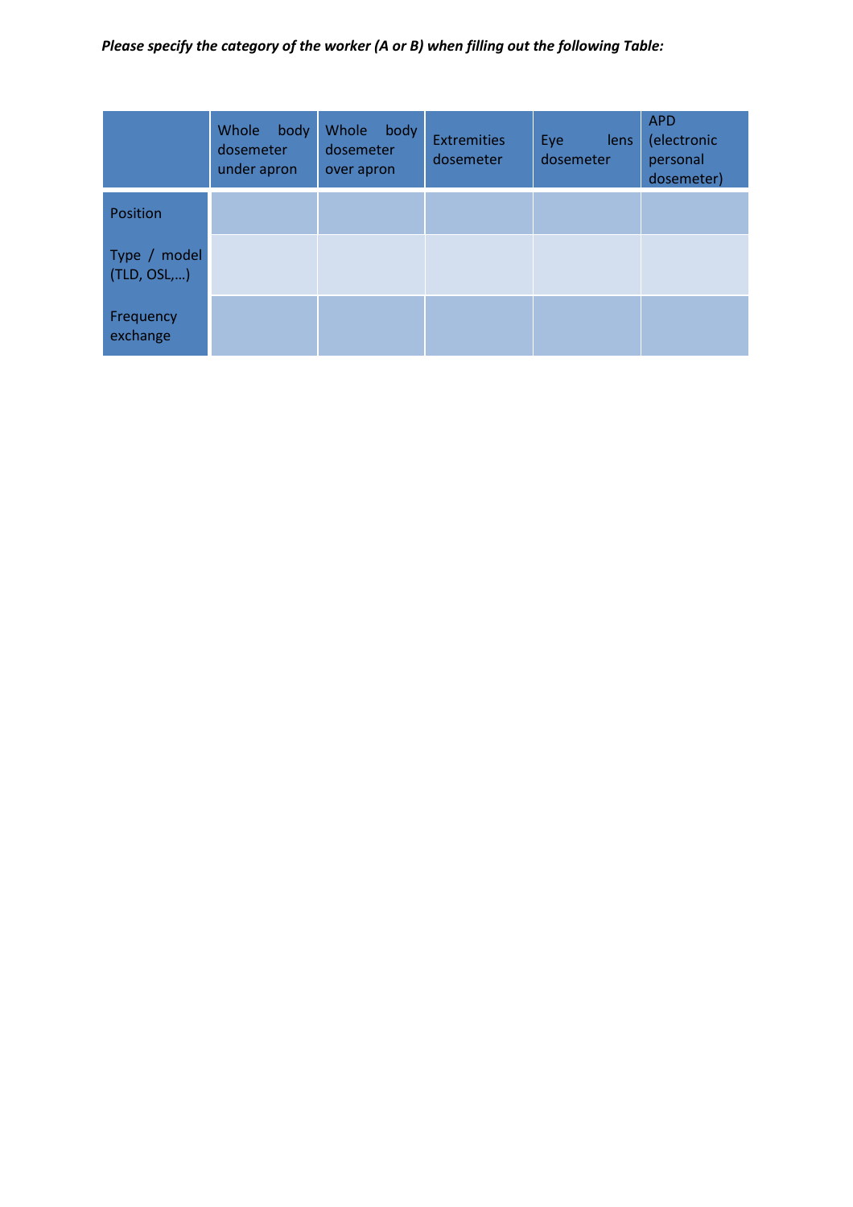***Please specify the category of the worker (A or B) when filling out the following Table:***

| | Whole body dosemeter under apron | Whole body dosemeter over apron | Extremities dosemeter | Eye lens dosemeter | APD (electronic personal dosemeter) |
|---|---|---|---|---|---|
| Position | | | | | |
| Type / model (TLD, OSL,…) | | | | | |
| Frequency exchange | | | | | |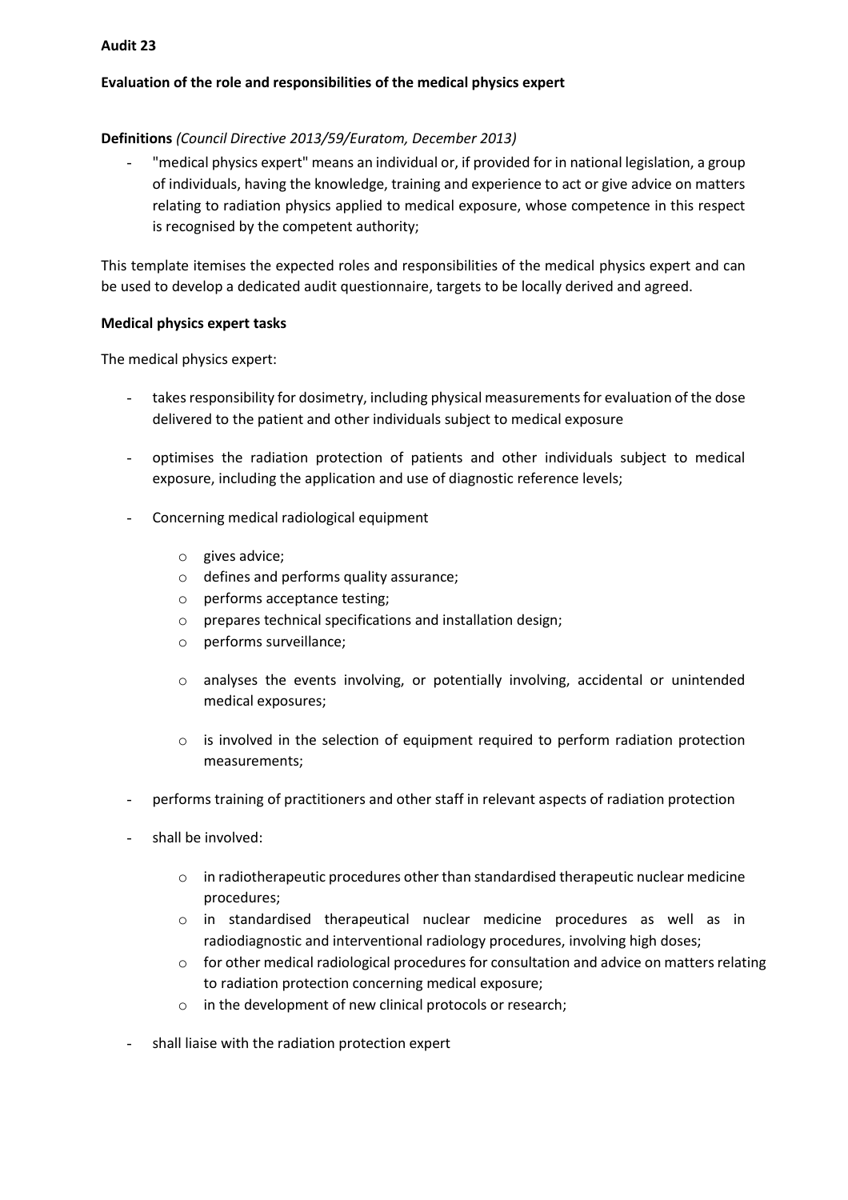**Audit 23**

**Evaluation of the role and responsibilities of the medical physics expert**

**Definitions** *(Council Directive 2013/59/Euratom, December 2013)*

- "medical physics expert" means an individual or, if provided for in national legislation, a group of individuals, having the knowledge, training and experience to act or give advice on matters relating to radiation physics applied to medical exposure, whose competence in this respect is recognised by the competent authority;

This template itemises the expected roles and responsibilities of the medical physics expert and can be used to develop a dedicated audit questionnaire, targets to be locally derived and agreed.

**Medical physics expert tasks**

The medical physics expert:

- takes responsibility for dosimetry, including physical measurements for evaluation of the dose delivered to the patient and other individuals subject to medical exposure
- optimises the radiation protection of patients and other individuals subject to medical exposure, including the application and use of diagnostic reference levels;
- Concerning medical radiological equipment
    - gives advice;
    - defines and performs quality assurance;
    - performs acceptance testing;
    - prepares technical specifications and installation design;
    - performs surveillance;
    - analyses the events involving, or potentially involving, accidental or unintended medical exposures;
    - is involved in the selection of equipment required to perform radiation protection measurements;
- performs training of practitioners and other staff in relevant aspects of radiation protection
- shall be involved:
    - in radiotherapeutic procedures other than standardised therapeutic nuclear medicine procedures;
    - in standardised therapeutical nuclear medicine procedures as well as in radiodiagnostic and interventional radiology procedures, involving high doses;
    - for other medical radiological procedures for consultation and advice on matters relating to radiation protection concerning medical exposure;
    - in the development of new clinical protocols or research;
- shall liaise with the radiation protection expert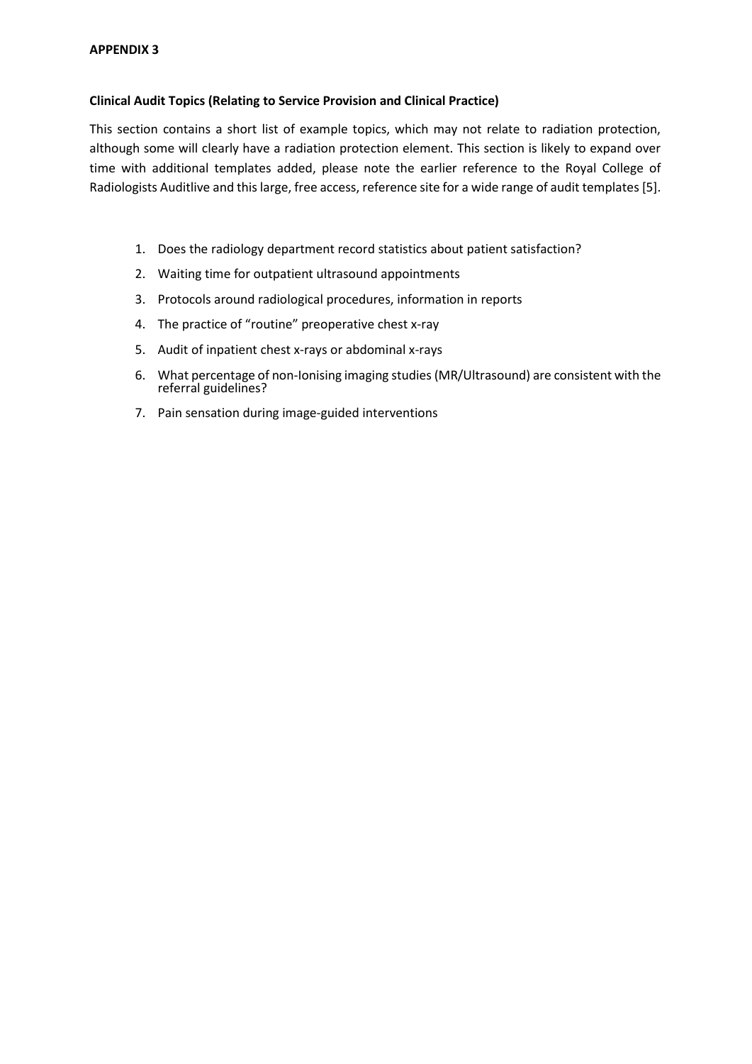## APPENDIX 3

### Clinical Audit Topics (Relating to Service Provision and Clinical Practice)

This section contains a short list of example topics, which may not relate to radiation protection, although some will clearly have a radiation protection element. This section is likely to expand over time with additional templates added, please note the earlier reference to the Royal College of Radiologists Auditlive and this large, free access, reference site for a wide range of audit templates [5].

1. Does the radiology department record statistics about patient satisfaction?
2. Waiting time for outpatient ultrasound appointments
3. Protocols around radiological procedures, information in reports
4. The practice of "routine" preoperative chest x-ray
5. Audit of inpatient chest x-rays or abdominal x-rays
6. What percentage of non-Ionising imaging studies (MR/Ultrasound) are consistent with the referral guidelines?
7. Pain sensation during image-guided interventions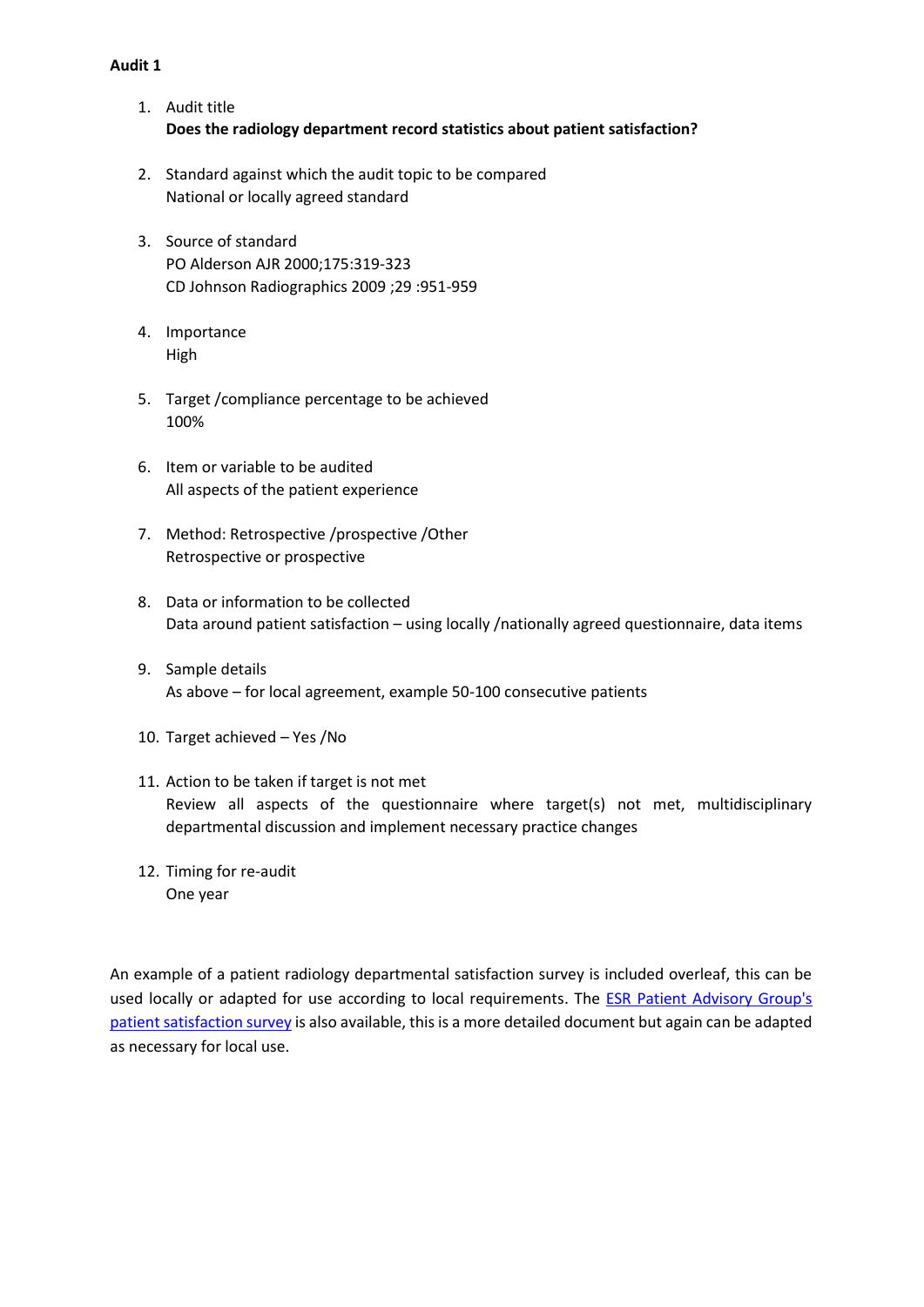**Audit 1**

1. Audit title
   **Does the radiology department record statistics about patient satisfaction?**

2. Standard against which the audit topic to be compared
   National or locally agreed standard

3. Source of standard
   PO Alderson AJR 2000;175:319-323
   CD Johnson Radiographics 2009 ;29 :951-959

4. Importance
   High

5. Target /compliance percentage to be achieved
   100%

6. Item or variable to be audited
   All aspects of the patient experience

7. Method: Retrospective /prospective /Other
   Retrospective or prospective

8. Data or information to be collected
   Data around patient satisfaction – using locally /nationally agreed questionnaire, data items

9. Sample details
   As above – for local agreement, example 50-100 consecutive patients

10. Target achieved – Yes /No

11. Action to be taken if target is not met
    Review all aspects of the questionnaire where target(s) not met, multidisciplinary departmental discussion and implement necessary practice changes

12. Timing for re-audit
    One year

An example of a patient radiology departmental satisfaction survey is included overleaf, this can be used locally or adapted for use according to local requirements. The ESR Patient Advisory Group's patient satisfaction survey is also available, this is a more detailed document but again can be adapted as necessary for local use.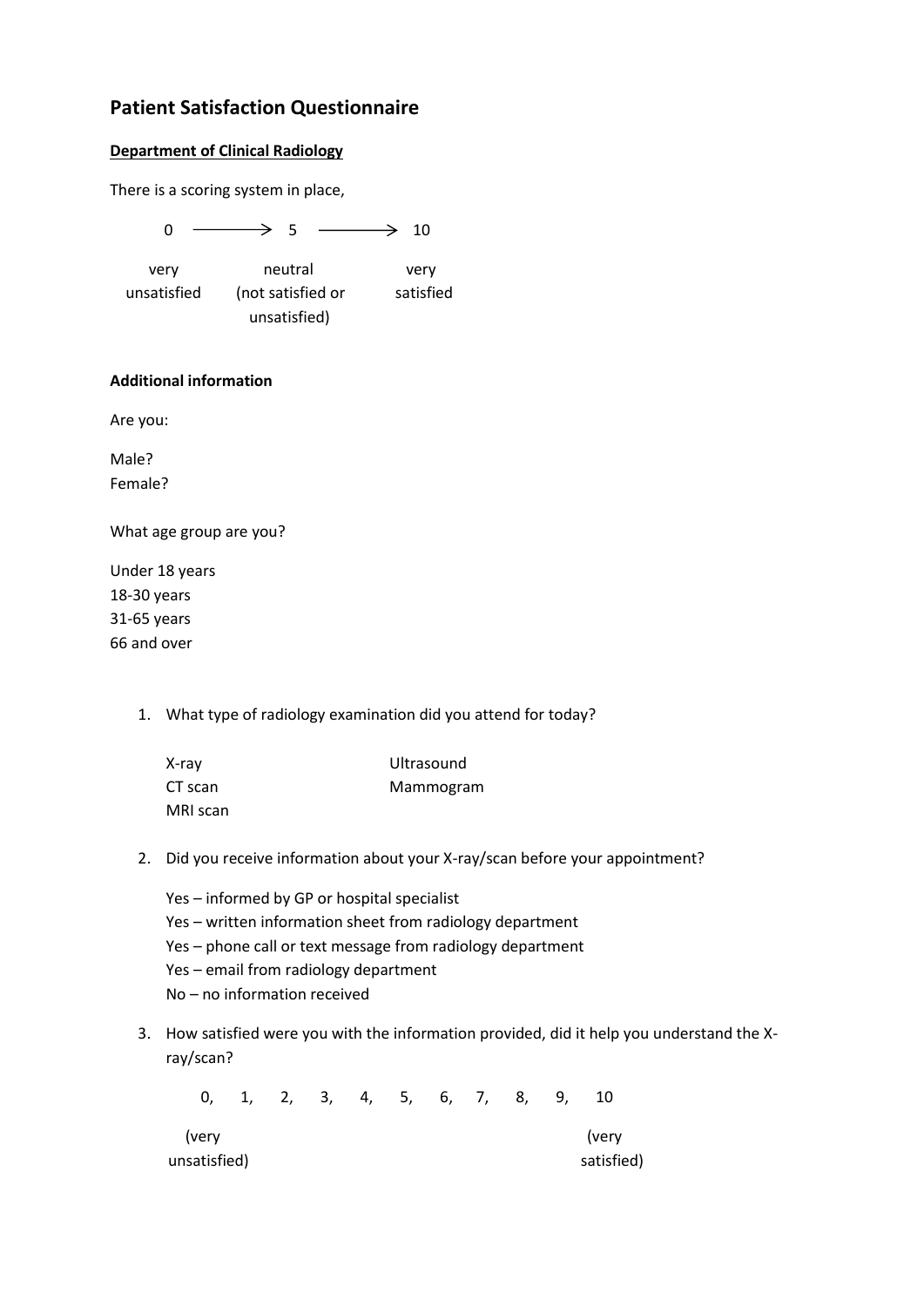## Patient Satisfaction Questionnaire

**Department of Clinical Radiology**

There is a scoring system in place,

0 ⟶ 5 ⟶ 10

very unsatisfied — neutral (not satisfied or unsatisfied) — very satisfied

**Additional information**

Are you:

Male?
Female?

What age group are you?

Under 18 years
18-30 years
31-65 years
66 and over

1. What type of radiology examination did you attend for today?

   X-ray
   CT scan
   MRI scan
   Ultrasound
   Mammogram

2. Did you receive information about your X-ray/scan before your appointment?

   Yes – informed by GP or hospital specialist
   Yes – written information sheet from radiology department
   Yes – phone call or text message from radiology department
   Yes – email from radiology department
   No – no information received

3. How satisfied were you with the information provided, did it help you understand the X-ray/scan?

   0, 1, 2, 3, 4, 5, 6, 7, 8, 9, 10

   (very unsatisfied) — (very satisfied)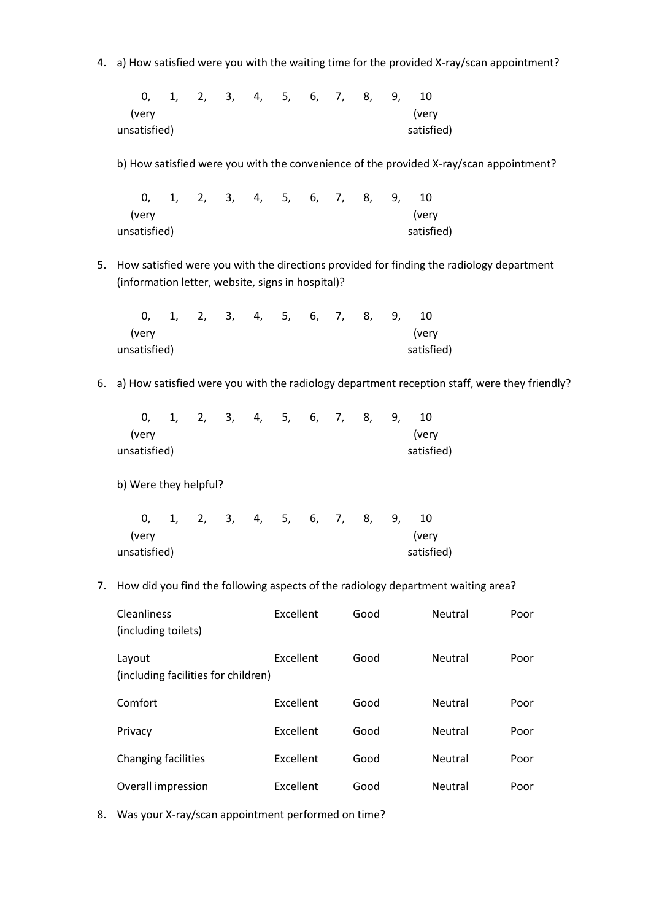4. a) How satisfied were you with the waiting time for the provided X-ray/scan appointment?

   0, 1, 2, 3, 4, 5, 6, 7, 8, 9, 10
   (very unsatisfied) (very satisfied)

   b) How satisfied were you with the convenience of the provided X-ray/scan appointment?

   0, 1, 2, 3, 4, 5, 6, 7, 8, 9, 10
   (very unsatisfied) (very satisfied)

5. How satisfied were you with the directions provided for finding the radiology department (information letter, website, signs in hospital)?

   0, 1, 2, 3, 4, 5, 6, 7, 8, 9, 10
   (very unsatisfied) (very satisfied)

6. a) How satisfied were you with the radiology department reception staff, were they friendly?

   0, 1, 2, 3, 4, 5, 6, 7, 8, 9, 10
   (very unsatisfied) (very satisfied)

   b) Were they helpful?

   0, 1, 2, 3, 4, 5, 6, 7, 8, 9, 10
   (very unsatisfied) (very satisfied)

7. How did you find the following aspects of the radiology department waiting area?

| | | | | |
|---|---|---|---|---|
| Cleanliness (including toilets) | Excellent | Good | Neutral | Poor |
| Layout (including facilities for children) | Excellent | Good | Neutral | Poor |
| Comfort | Excellent | Good | Neutral | Poor |
| Privacy | Excellent | Good | Neutral | Poor |
| Changing facilities | Excellent | Good | Neutral | Poor |
| Overall impression | Excellent | Good | Neutral | Poor |

8. Was your X-ray/scan appointment performed on time?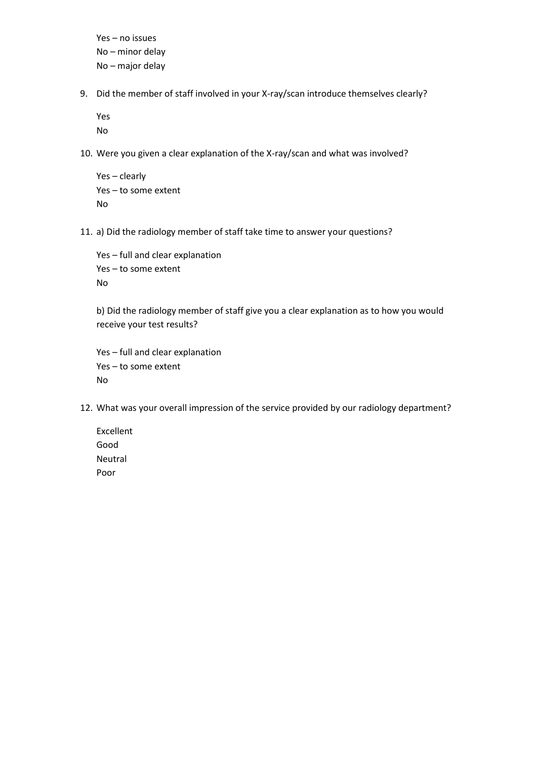Yes – no issues
No – minor delay
No – major delay

9. Did the member of staff involved in your X-ray/scan introduce themselves clearly?

   Yes
   No

10. Were you given a clear explanation of the X-ray/scan and what was involved?

    Yes – clearly
    Yes – to some extent
    No

11. a) Did the radiology member of staff take time to answer your questions?

    Yes – full and clear explanation
    Yes – to some extent
    No

    b) Did the radiology member of staff give you a clear explanation as to how you would receive your test results?

    Yes – full and clear explanation
    Yes – to some extent
    No

12. What was your overall impression of the service provided by our radiology department?

    Excellent
    Good
    Neutral
    Poor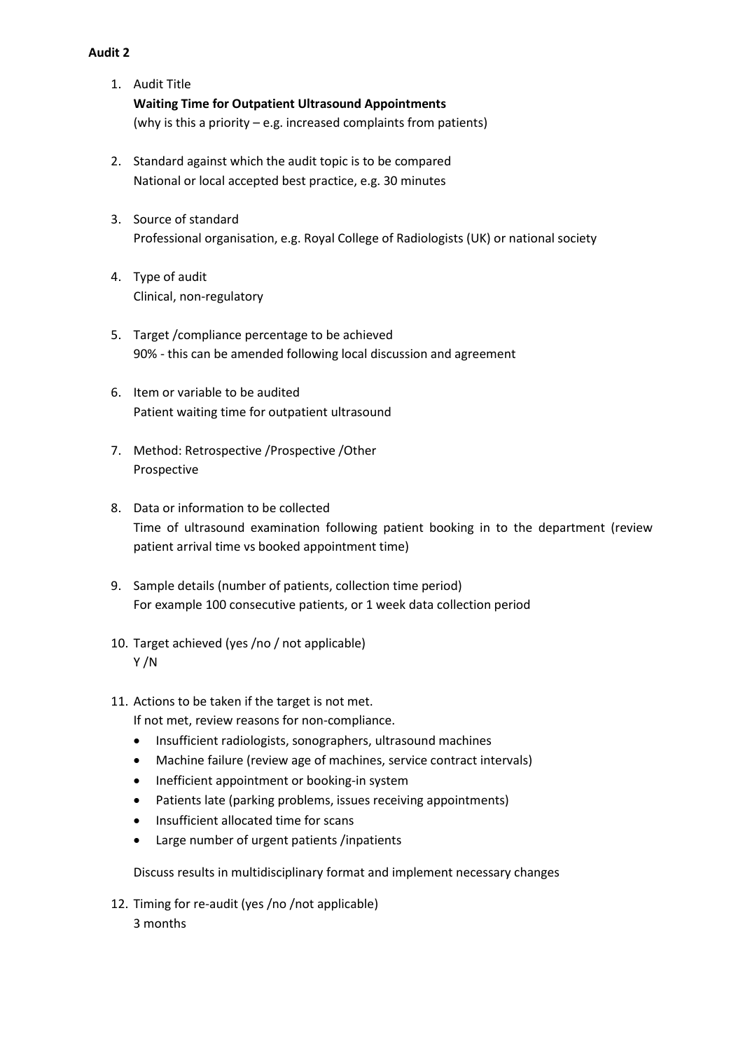**Audit 2**

1. Audit Title
   **Waiting Time for Outpatient Ultrasound Appointments**
   (why is this a priority – e.g. increased complaints from patients)

2. Standard against which the audit topic is to be compared
   National or local accepted best practice, e.g. 30 minutes

3. Source of standard
   Professional organisation, e.g. Royal College of Radiologists (UK) or national society

4. Type of audit
   Clinical, non-regulatory

5. Target /compliance percentage to be achieved
   90% - this can be amended following local discussion and agreement

6. Item or variable to be audited
   Patient waiting time for outpatient ultrasound

7. Method: Retrospective /Prospective /Other
   Prospective

8. Data or information to be collected
   Time of ultrasound examination following patient booking in to the department (review patient arrival time vs booked appointment time)

9. Sample details (number of patients, collection time period)
   For example 100 consecutive patients, or 1 week data collection period

10. Target achieved (yes /no / not applicable)
    Y /N

11. Actions to be taken if the target is not met.
    If not met, review reasons for non-compliance.
    - Insufficient radiologists, sonographers, ultrasound machines
    - Machine failure (review age of machines, service contract intervals)
    - Inefficient appointment or booking-in system
    - Patients late (parking problems, issues receiving appointments)
    - Insufficient allocated time for scans
    - Large number of urgent patients /inpatients

    Discuss results in multidisciplinary format and implement necessary changes

12. Timing for re-audit (yes /no /not applicable)
    3 months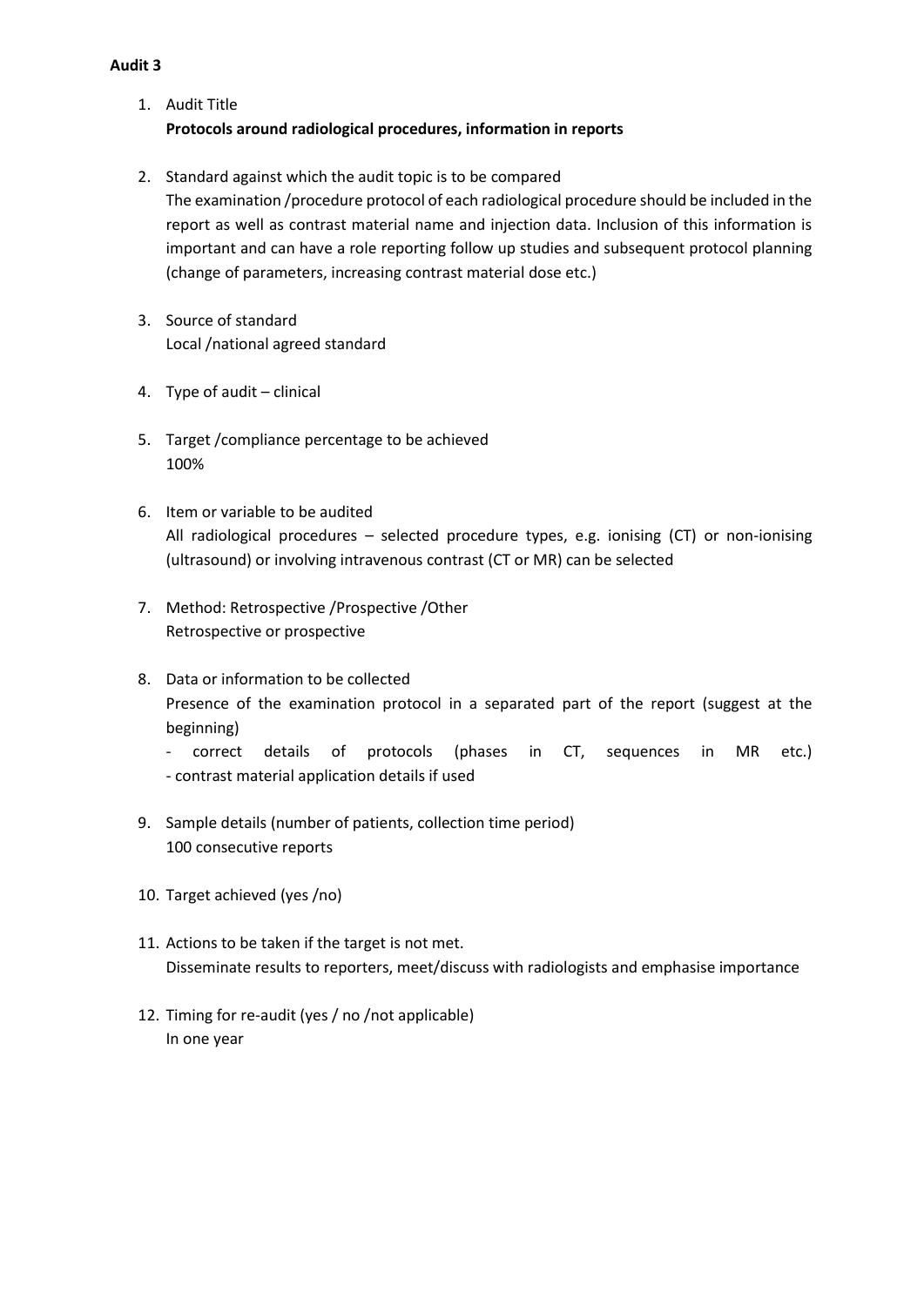**Audit 3**

1. Audit Title
   **Protocols around radiological procedures, information in reports**

2. Standard against which the audit topic is to be compared
   The examination /procedure protocol of each radiological procedure should be included in the report as well as contrast material name and injection data. Inclusion of this information is important and can have a role reporting follow up studies and subsequent protocol planning (change of parameters, increasing contrast material dose etc.)

3. Source of standard
   Local /national agreed standard

4. Type of audit – clinical

5. Target /compliance percentage to be achieved
   100%

6. Item or variable to be audited
   All radiological procedures – selected procedure types, e.g. ionising (CT) or non-ionising (ultrasound) or involving intravenous contrast (CT or MR) can be selected

7. Method: Retrospective /Prospective /Other
   Retrospective or prospective

8. Data or information to be collected
   Presence of the examination protocol in a separated part of the report (suggest at the beginning)
   - correct details of protocols (phases in CT, sequences in MR etc.)
   - contrast material application details if used

9. Sample details (number of patients, collection time period)
   100 consecutive reports

10. Target achieved (yes /no)

11. Actions to be taken if the target is not met.
    Disseminate results to reporters, meet/discuss with radiologists and emphasise importance

12. Timing for re-audit (yes / no /not applicable)
    In one year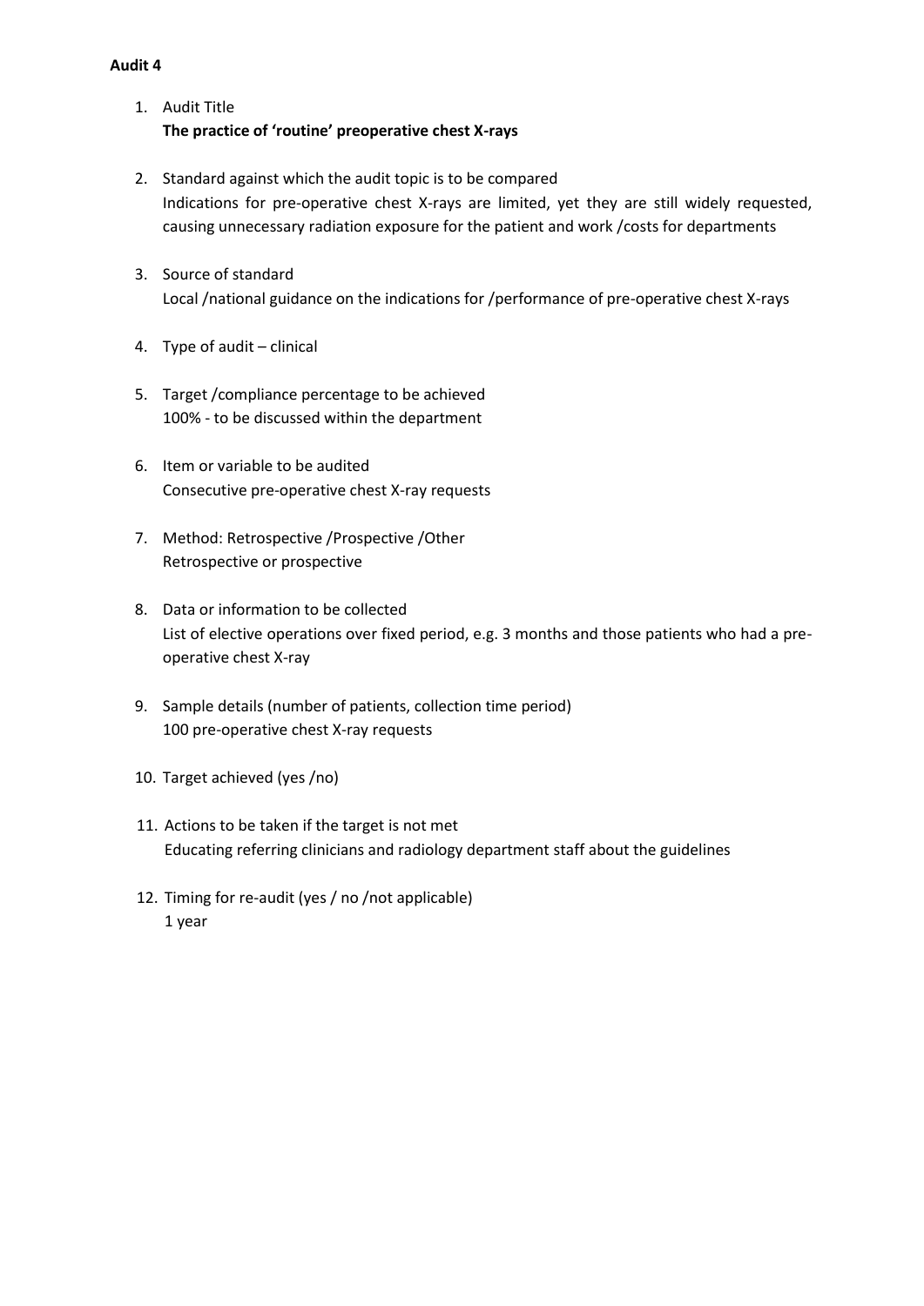**Audit 4**

1. Audit Title
   **The practice of 'routine' preoperative chest X-rays**

2. Standard against which the audit topic is to be compared
   Indications for pre-operative chest X-rays are limited, yet they are still widely requested, causing unnecessary radiation exposure for the patient and work /costs for departments

3. Source of standard
   Local /national guidance on the indications for /performance of pre-operative chest X-rays

4. Type of audit – clinical

5. Target /compliance percentage to be achieved
   100% - to be discussed within the department

6. Item or variable to be audited
   Consecutive pre-operative chest X-ray requests

7. Method: Retrospective /Prospective /Other
   Retrospective or prospective

8. Data or information to be collected
   List of elective operations over fixed period, e.g. 3 months and those patients who had a pre-operative chest X-ray

9. Sample details (number of patients, collection time period)
   100 pre-operative chest X-ray requests

10. Target achieved (yes /no)

11. Actions to be taken if the target is not met
    Educating referring clinicians and radiology department staff about the guidelines

12. Timing for re-audit (yes / no /not applicable)
    1 year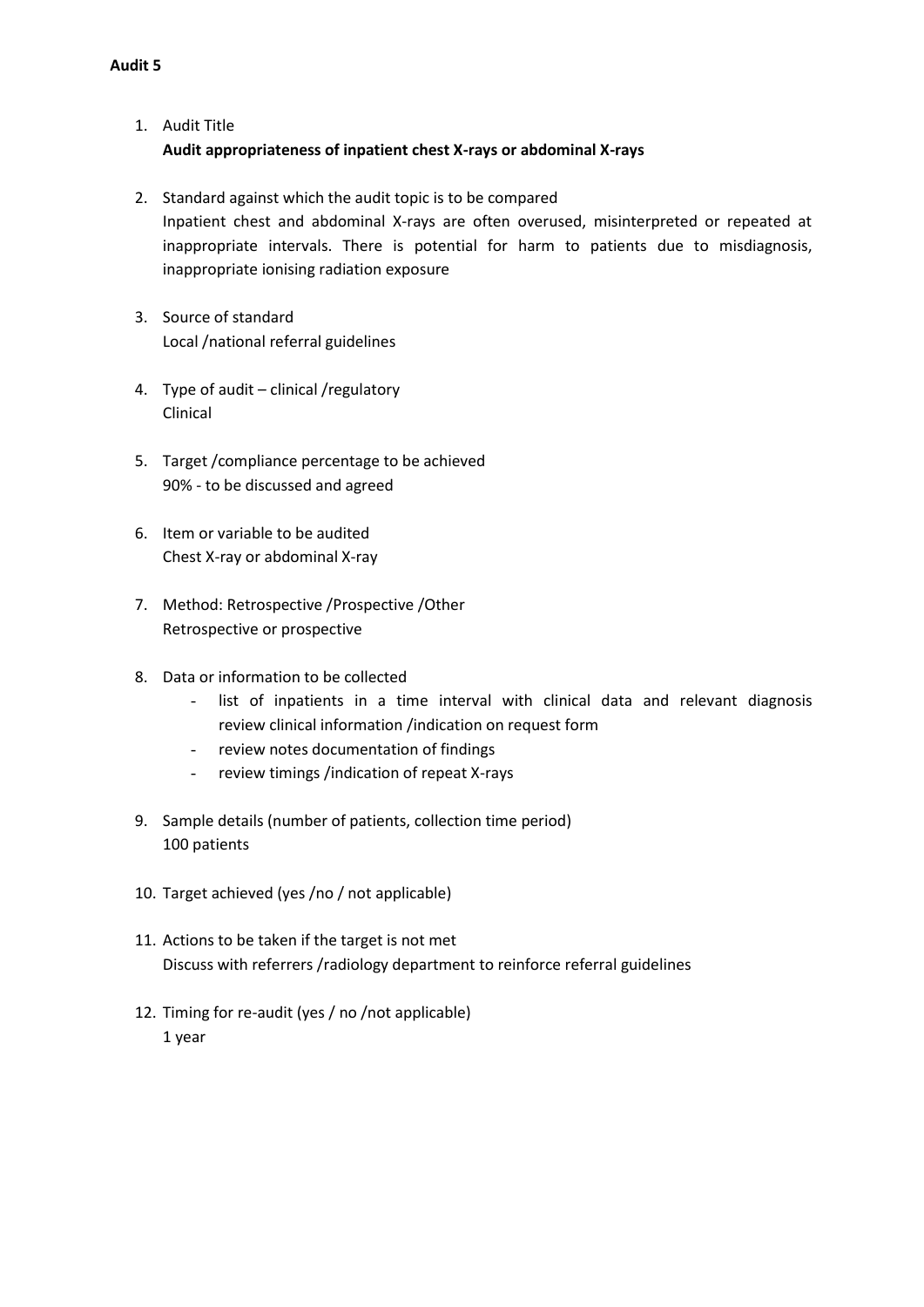**Audit 5**

1. Audit Title
   **Audit appropriateness of inpatient chest X-rays or abdominal X-rays**

2. Standard against which the audit topic is to be compared
   Inpatient chest and abdominal X-rays are often overused, misinterpreted or repeated at inappropriate intervals. There is potential for harm to patients due to misdiagnosis, inappropriate ionising radiation exposure

3. Source of standard
   Local /national referral guidelines

4. Type of audit – clinical /regulatory
   Clinical

5. Target /compliance percentage to be achieved
   90% - to be discussed and agreed

6. Item or variable to be audited
   Chest X-ray or abdominal X-ray

7. Method: Retrospective /Prospective /Other
   Retrospective or prospective

8. Data or information to be collected
   - list of inpatients in a time interval with clinical data and relevant diagnosis review clinical information /indication on request form
   - review notes documentation of findings
   - review timings /indication of repeat X-rays

9. Sample details (number of patients, collection time period)
   100 patients

10. Target achieved (yes /no / not applicable)

11. Actions to be taken if the target is not met
    Discuss with referrers /radiology department to reinforce referral guidelines

12. Timing for re-audit (yes / no /not applicable)
    1 year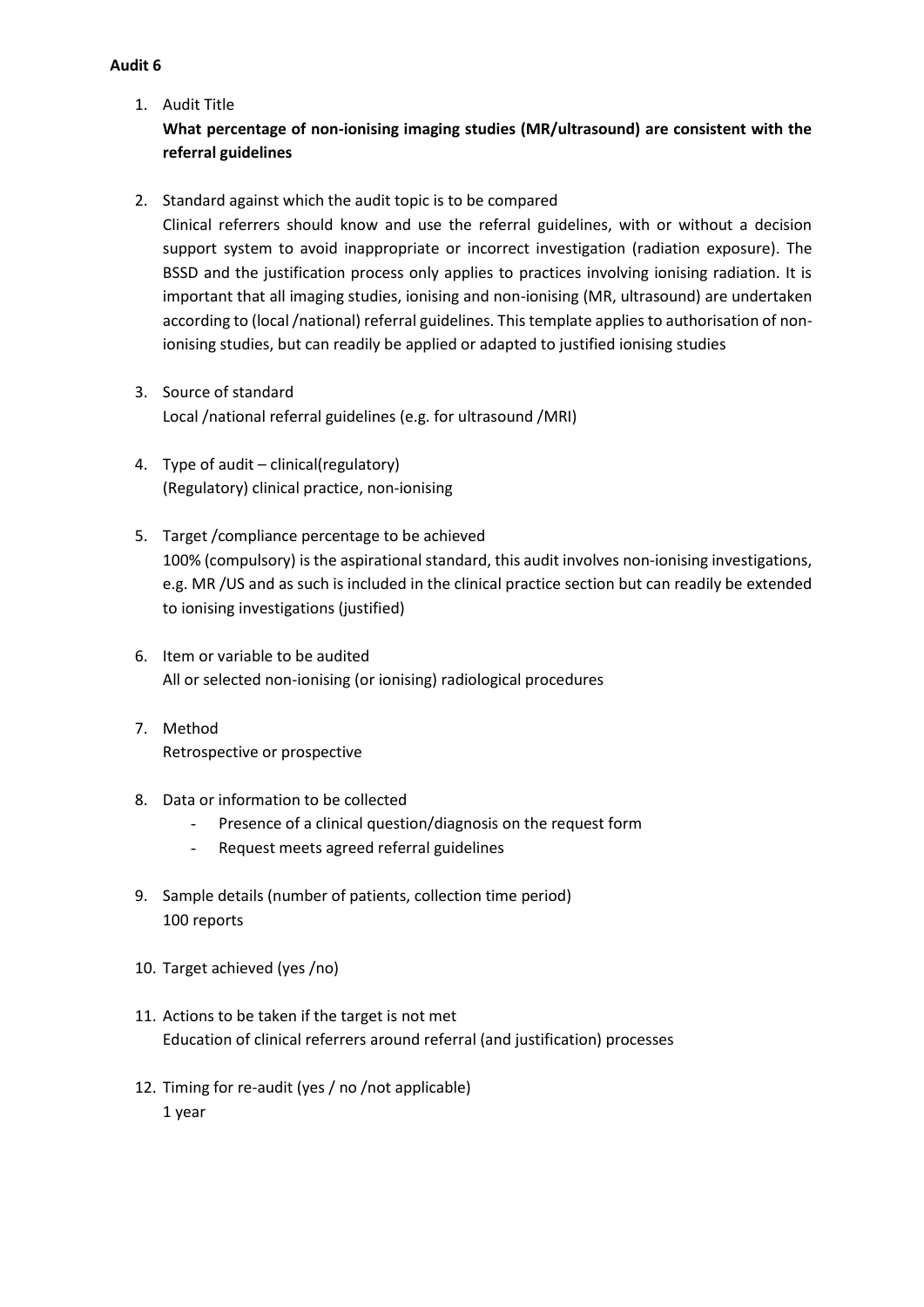**Audit 6**

1. Audit Title
   **What percentage of non-ionising imaging studies (MR/ultrasound) are consistent with the referral guidelines**

2. Standard against which the audit topic is to be compared
   Clinical referrers should know and use the referral guidelines, with or without a decision support system to avoid inappropriate or incorrect investigation (radiation exposure). The BSSD and the justification process only applies to practices involving ionising radiation. It is important that all imaging studies, ionising and non-ionising (MR, ultrasound) are undertaken according to (local /national) referral guidelines. This template applies to authorisation of non-ionising studies, but can readily be applied or adapted to justified ionising studies

3. Source of standard
   Local /national referral guidelines (e.g. for ultrasound /MRI)

4. Type of audit – clinical(regulatory)
   (Regulatory) clinical practice, non-ionising

5. Target /compliance percentage to be achieved
   100% (compulsory) is the aspirational standard, this audit involves non-ionising investigations, e.g. MR /US and as such is included in the clinical practice section but can readily be extended to ionising investigations (justified)

6. Item or variable to be audited
   All or selected non-ionising (or ionising) radiological procedures

7. Method
   Retrospective or prospective

8. Data or information to be collected
   - Presence of a clinical question/diagnosis on the request form
   - Request meets agreed referral guidelines

9. Sample details (number of patients, collection time period)
   100 reports

10. Target achieved (yes /no)

11. Actions to be taken if the target is not met
    Education of clinical referrers around referral (and justification) processes

12. Timing for re-audit (yes / no /not applicable)
    1 year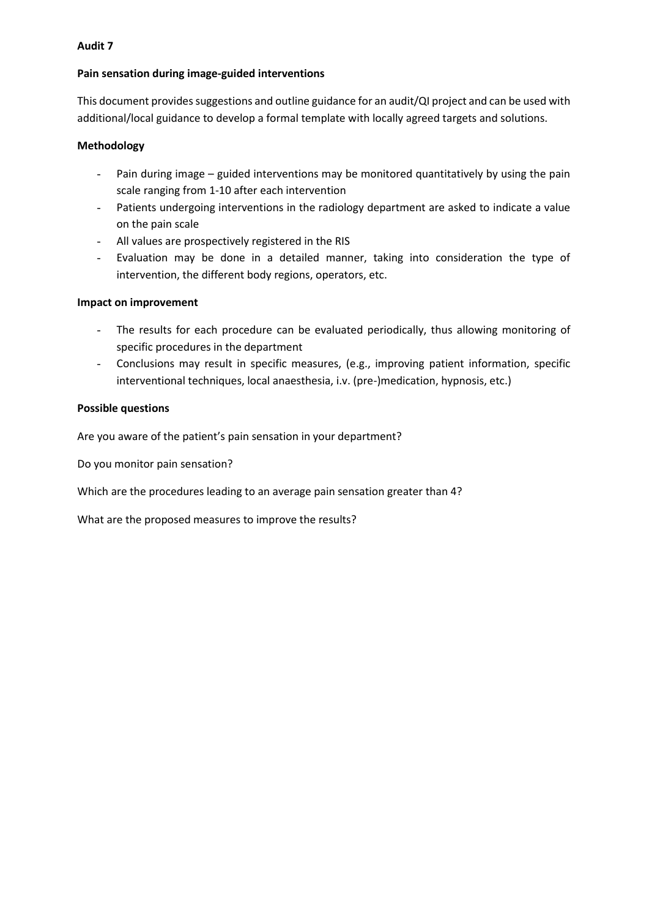**Audit 7**

**Pain sensation during image-guided interventions**

This document provides suggestions and outline guidance for an audit/QI project and can be used with additional/local guidance to develop a formal template with locally agreed targets and solutions.

**Methodology**

- Pain during image – guided interventions may be monitored quantitatively by using the pain scale ranging from 1-10 after each intervention
- Patients undergoing interventions in the radiology department are asked to indicate a value on the pain scale
- All values are prospectively registered in the RIS
- Evaluation may be done in a detailed manner, taking into consideration the type of intervention, the different body regions, operators, etc.

**Impact on improvement**

- The results for each procedure can be evaluated periodically, thus allowing monitoring of specific procedures in the department
- Conclusions may result in specific measures, (e.g., improving patient information, specific interventional techniques, local anaesthesia, i.v. (pre-)medication, hypnosis, etc.)

**Possible questions**

Are you aware of the patient's pain sensation in your department?

Do you monitor pain sensation?

Which are the procedures leading to an average pain sensation greater than 4?

What are the proposed measures to improve the results?